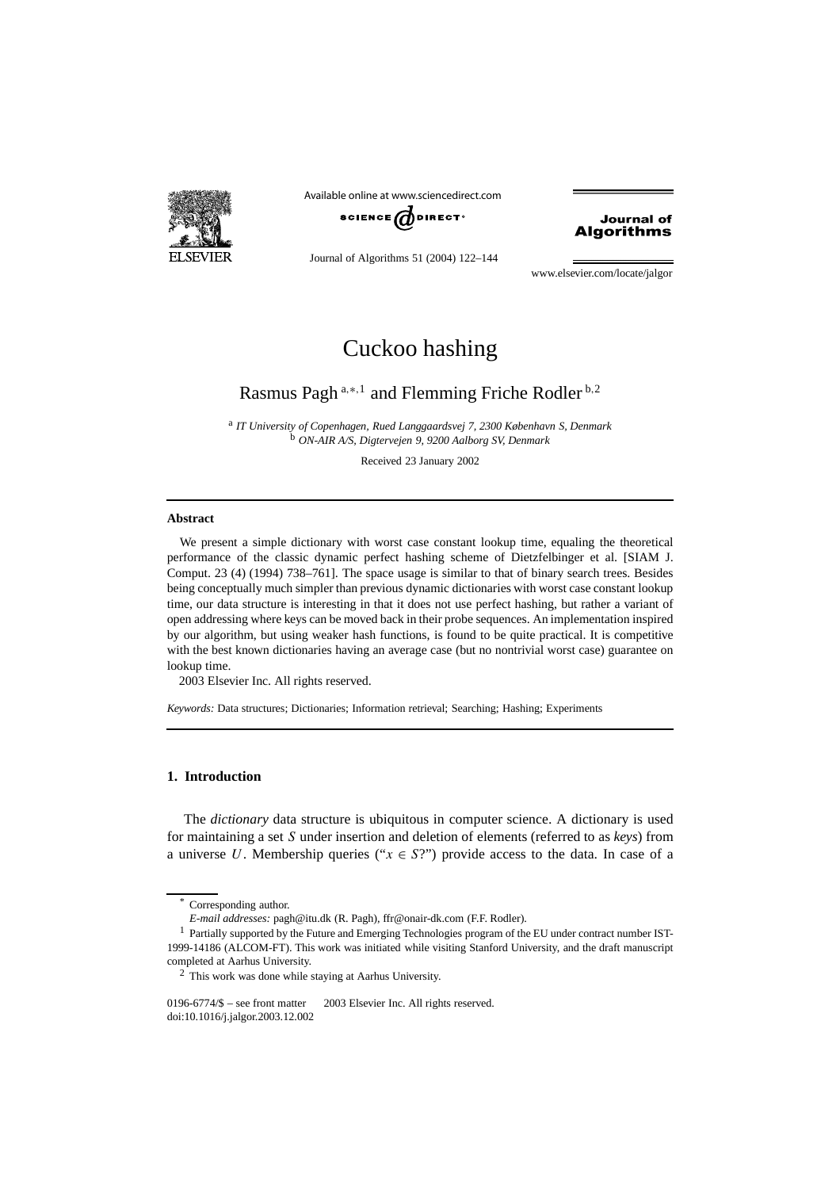# Cuckoo hashing

Rasmus Pagh [a,*,1] and Flemming Friche Rodler [b,2]

[a] *IT University of Copenhagen, Rued Langgaardsvej 7, 2300 København S, Denmark*
[b] *ON-AIR A/S, Digtervejen 9, 9200 Aalborg SV, Denmark*

Received 23 January 2002

### Abstract

We present a simple dictionary with worst case constant lookup time, equaling the theoretical performance of the classic dynamic perfect hashing scheme of Dietzfelbinger et al. [SIAM J. Comput. 23 (4) (1994) 738–761]. The space usage is similar to that of binary search trees. Besides being conceptually much simpler than previous dynamic dictionaries with worst case constant lookup time, our data structure is interesting in that it does not use perfect hashing, but rather a variant of open addressing where keys can be moved back in their probe sequences. An implementation inspired by our algorithm, but using weaker hash functions, is found to be quite practical. It is competitive with the best known dictionaries having an average case (but no nontrivial worst case) guarantee on lookup time.

2003 Elsevier Inc. All rights reserved.

*Keywords:* Data structures; Dictionaries; Information retrieval; Searching; Hashing; Experiments

## 1. Introduction

The *dictionary* data structure is ubiquitous in computer science. A dictionary is used for maintaining a set $S$ under insertion and deletion of elements (referred to as *keys*) from a universe $U$. Membership queries ("$x \in S$?") provide access to the data. In case of a

\* Corresponding author.
*E-mail addresses:* pagh@itu.dk (R. Pagh), ffr@onair-dk.com (F.F. Rodler).

[1] Partially supported by the Future and Emerging Technologies program of the EU under contract number IST-1999-14186 (ALCOM-FT). This work was initiated while visiting Stanford University, and the draft manuscript completed at Aarhus University.

[2] This work was done while staying at Aarhus University.

0196-6774/$ – see front matter 2003 Elsevier Inc. All rights reserved.
doi:10.1016/j.jalgor.2003.12.002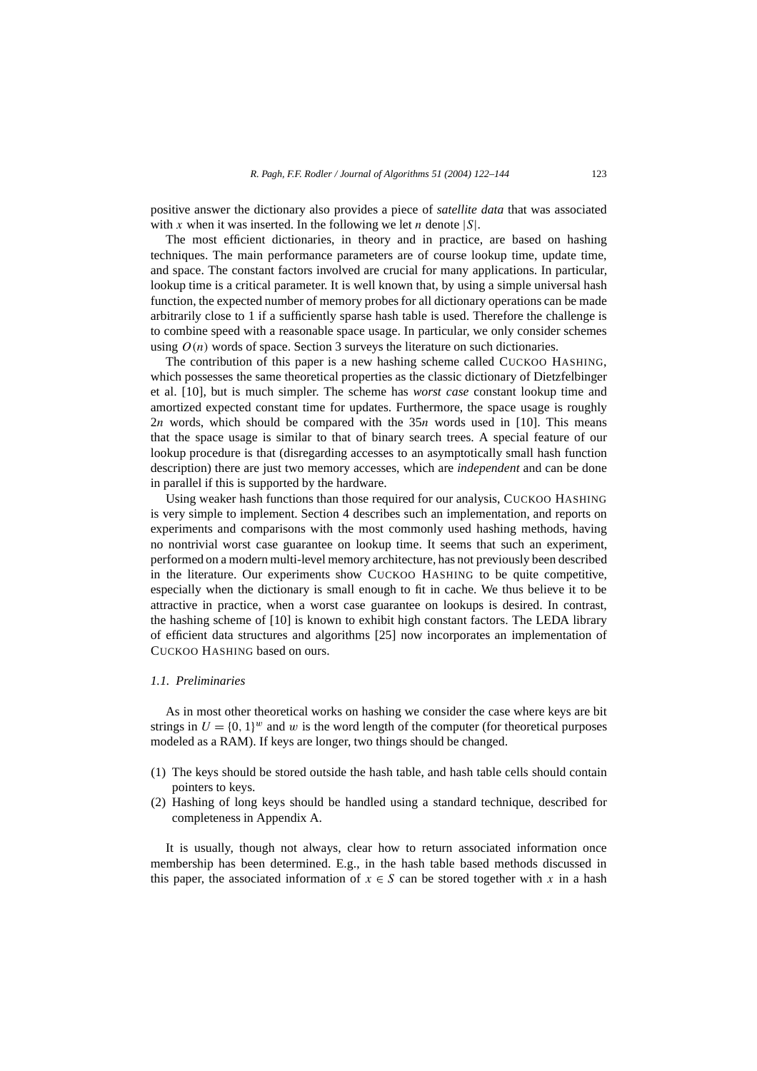positive answer the dictionary also provides a piece of *satellite data* that was associated with $x$ when it was inserted. In the following we let $n$ denote $|S|$.

The most efficient dictionaries, in theory and in practice, are based on hashing techniques. The main performance parameters are of course lookup time, update time, and space. The constant factors involved are crucial for many applications. In particular, lookup time is a critical parameter. It is well known that, by using a simple universal hash function, the expected number of memory probes for all dictionary operations can be made arbitrarily close to 1 if a sufficiently sparse hash table is used. Therefore the challenge is to combine speed with a reasonable space usage. In particular, we only consider schemes using $O(n)$ words of space. Section 3 surveys the literature on such dictionaries.

The contribution of this paper is a new hashing scheme called CUCKOO HASHING, which possesses the same theoretical properties as the classic dictionary of Dietzfelbinger et al. [10], but is much simpler. The scheme has *worst case* constant lookup time and amortized expected constant time for updates. Furthermore, the space usage is roughly $2n$ words, which should be compared with the $35n$ words used in [10]. This means that the space usage is similar to that of binary search trees. A special feature of our lookup procedure is that (disregarding accesses to an asymptotically small hash function description) there are just two memory accesses, which are *independent* and can be done in parallel if this is supported by the hardware.

Using weaker hash functions than those required for our analysis, CUCKOO HASHING is very simple to implement. Section 4 describes such an implementation, and reports on experiments and comparisons with the most commonly used hashing methods, having no nontrivial worst case guarantee on lookup time. It seems that such an experiment, performed on a modern multi-level memory architecture, has not previously been described in the literature. Our experiments show CUCKOO HASHING to be quite competitive, especially when the dictionary is small enough to fit in cache. We thus believe it to be attractive in practice, when a worst case guarantee on lookups is desired. In contrast, the hashing scheme of [10] is known to exhibit high constant factors. The LEDA library of efficient data structures and algorithms [25] now incorporates an implementation of CUCKOO HASHING based on ours.

### *1.1. Preliminaries*

As in most other theoretical works on hashing we consider the case where keys are bit strings in $U = \{0, 1\}^w$ and $w$ is the word length of the computer (for theoretical purposes modeled as a RAM). If keys are longer, two things should be changed.

1. The keys should be stored outside the hash table, and hash table cells should contain pointers to keys.
2. Hashing of long keys should be handled using a standard technique, described for completeness in Appendix A.

It is usually, though not always, clear how to return associated information once membership has been determined. E.g., in the hash table based methods discussed in this paper, the associated information of $x \in S$ can be stored together with $x$ in a hash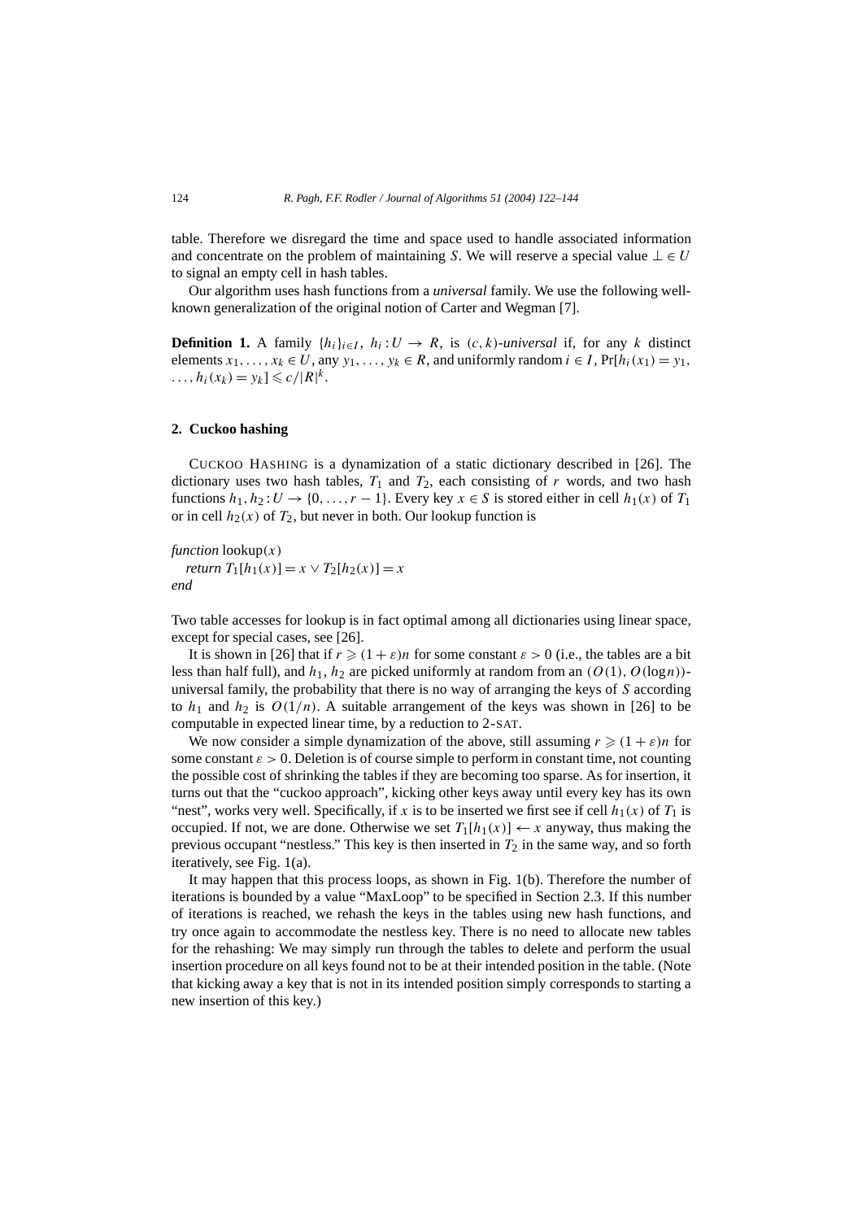table. Therefore we disregard the time and space used to handle associated information and concentrate on the problem of maintaining $S$. We will reserve a special value $\perp \in U$ to signal an empty cell in hash tables.

Our algorithm uses hash functions from a *universal* family. We use the following well-known generalization of the original notion of Carter and Wegman [7].

**Definition 1.** A family $\{h_i\}_{i \in I}$, $h_i : U \to R$, is $(c,k)$*-universal* if, for any $k$ distinct elements $x_1, \ldots, x_k \in U$, any $y_1, \ldots, y_k \in R$, and uniformly random $i \in I$, $\Pr[h_i(x_1) = y_1, \ldots, h_i(x_k) = y_k] \leqslant c/|R|^k$.

## 2. Cuckoo hashing

CUCKOO HASHING is a dynamization of a static dictionary described in [26]. The dictionary uses two hash tables, $T_1$ and $T_2$, each consisting of $r$ words, and two hash functions $h_1, h_2 : U \to \{0, \ldots, r-1\}$. Every key $x \in S$ is stored either in cell $h_1(x)$ of $T_1$ or in cell $h_2(x)$ of $T_2$, but never in both. Our lookup function is

*function* lookup($x$)
  *return* $T_1[h_1(x)] = x \vee T_2[h_2(x)] = x$
*end*

Two table accesses for lookup is in fact optimal among all dictionaries using linear space, except for special cases, see [26].

It is shown in [26] that if $r \geqslant (1+\varepsilon)n$ for some constant $\varepsilon > 0$ (i.e., the tables are a bit less than half full), and $h_1$, $h_2$ are picked uniformly at random from an $(O(1), O(\log n))$-universal family, the probability that there is no way of arranging the keys of $S$ according to $h_1$ and $h_2$ is $O(1/n)$. A suitable arrangement of the keys was shown in [26] to be computable in expected linear time, by a reduction to 2-SAT.

We now consider a simple dynamization of the above, still assuming $r \geqslant (1+\varepsilon)n$ for some constant $\varepsilon > 0$. Deletion is of course simple to perform in constant time, not counting the possible cost of shrinking the tables if they are becoming too sparse. As for insertion, it turns out that the "cuckoo approach", kicking other keys away until every key has its own "nest", works very well. Specifically, if $x$ is to be inserted we first see if cell $h_1(x)$ of $T_1$ is occupied. If not, we are done. Otherwise we set $T_1[h_1(x)] \leftarrow x$ anyway, thus making the previous occupant "nestless." This key is then inserted in $T_2$ in the same way, and so forth iteratively, see Fig. 1(a).

It may happen that this process loops, as shown in Fig. 1(b). Therefore the number of iterations is bounded by a value "MaxLoop" to be specified in Section 2.3. If this number of iterations is reached, we rehash the keys in the tables using new hash functions, and try once again to accommodate the nestless key. There is no need to allocate new tables for the rehashing: We may simply run through the tables to delete and perform the usual insertion procedure on all keys found not to be at their intended position in the table. (Note that kicking away a key that is not in its intended position simply corresponds to starting a new insertion of this key.)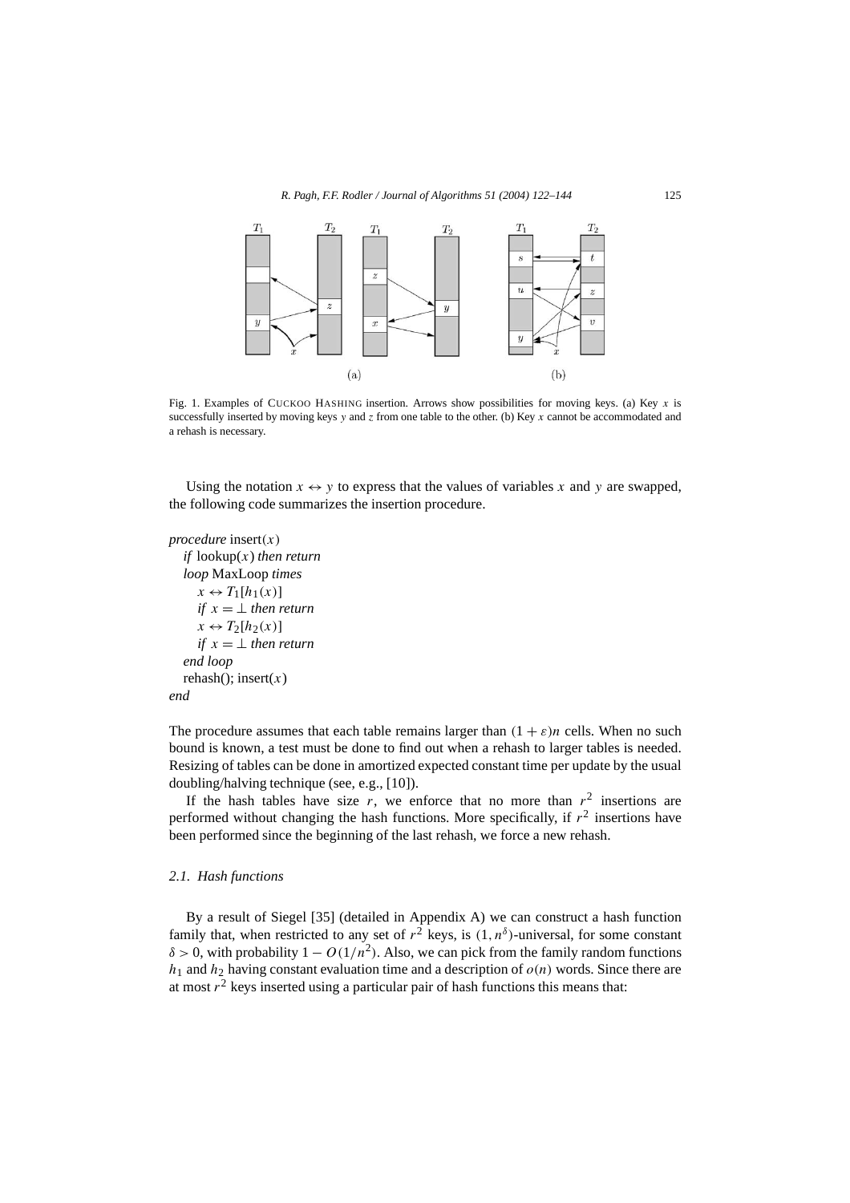Fig. 1. Examples of CUCKOO HASHING insertion. Arrows show possibilities for moving keys. (a) Key $x$ is successfully inserted by moving keys $y$ and $z$ from one table to the other. (b) Key $x$ cannot be accommodated and a rehash is necessary.

Using the notation $x \leftrightarrow y$ to express that the values of variables $x$ and $y$ are swapped, the following code summarizes the insertion procedure.

```
procedure insert(x)
   if lookup(x) then return
   loop MaxLoop times
      x ↔ T1[h1(x)]
      if x = ⊥ then return
      x ↔ T2[h2(x)]
      if x = ⊥ then return
   end loop
   rehash(); insert(x)
end
```

The procedure assumes that each table remains larger than $(1+\varepsilon)n$ cells. When no such bound is known, a test must be done to find out when a rehash to larger tables is needed. Resizing of tables can be done in amortized expected constant time per update by the usual doubling/halving technique (see, e.g., [10]).

If the hash tables have size $r$, we enforce that no more than $r^2$ insertions are performed without changing the hash functions. More specifically, if $r^2$ insertions have been performed since the beginning of the last rehash, we force a new rehash.

### *2.1. Hash functions*

By a result of Siegel [35] (detailed in Appendix A) we can construct a hash function family that, when restricted to any set of $r^2$ keys, is $(1, n^\delta)$-universal, for some constant $\delta > 0$, with probability $1 - O(1/n^2)$. Also, we can pick from the family random functions $h_1$ and $h_2$ having constant evaluation time and a description of $o(n)$ words. Since there are at most $r^2$ keys inserted using a particular pair of hash functions this means that: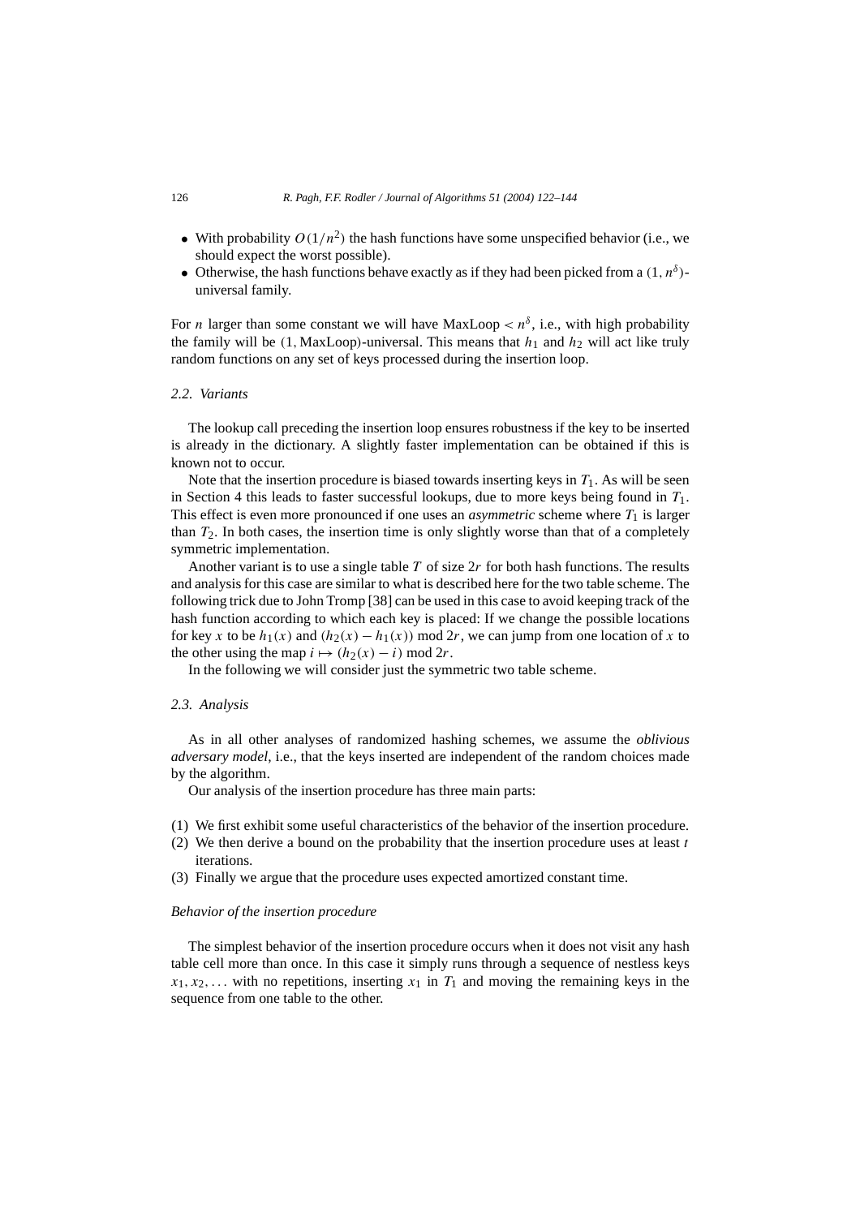- With probability $O(1/n^2)$ the hash functions have some unspecified behavior (i.e., we should expect the worst possible).
- Otherwise, the hash functions behave exactly as if they had been picked from a $(1, n^\delta)$-universal family.

For $n$ larger than some constant we will have MaxLoop $< n^\delta$, i.e., with high probability the family will be $(1, \text{MaxLoop})$-universal. This means that $h_1$ and $h_2$ will act like truly random functions on any set of keys processed during the insertion loop.

### 2.2. Variants

The lookup call preceding the insertion loop ensures robustness if the key to be inserted is already in the dictionary. A slightly faster implementation can be obtained if this is known not to occur.

Note that the insertion procedure is biased towards inserting keys in $T_1$. As will be seen in Section 4 this leads to faster successful lookups, due to more keys being found in $T_1$. This effect is even more pronounced if one uses an *asymmetric* scheme where $T_1$ is larger than $T_2$. In both cases, the insertion time is only slightly worse than that of a completely symmetric implementation.

Another variant is to use a single table $T$ of size $2r$ for both hash functions. The results and analysis for this case are similar to what is described here for the two table scheme. The following trick due to John Tromp [38] can be used in this case to avoid keeping track of the hash function according to which each key is placed: If we change the possible locations for key $x$ to be $h_1(x)$ and $(h_2(x) - h_1(x)) \bmod 2r$, we can jump from one location of $x$ to the other using the map $i \mapsto (h_2(x) - i) \bmod 2r$.

In the following we will consider just the symmetric two table scheme.

### 2.3. Analysis

As in all other analyses of randomized hashing schemes, we assume the *oblivious adversary model*, i.e., that the keys inserted are independent of the random choices made by the algorithm.

Our analysis of the insertion procedure has three main parts:

(1) We first exhibit some useful characteristics of the behavior of the insertion procedure.
(2) We then derive a bound on the probability that the insertion procedure uses at least $t$ iterations.
(3) Finally we argue that the procedure uses expected amortized constant time.

#### *Behavior of the insertion procedure*

The simplest behavior of the insertion procedure occurs when it does not visit any hash table cell more than once. In this case it simply runs through a sequence of nestless keys $x_1, x_2, \ldots$ with no repetitions, inserting $x_1$ in $T_1$ and moving the remaining keys in the sequence from one table to the other.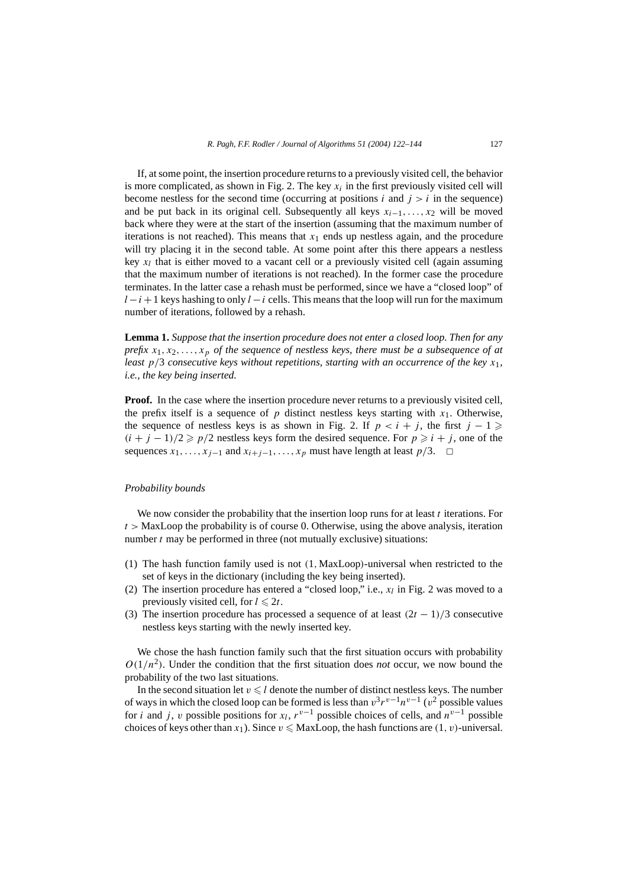If, at some point, the insertion procedure returns to a previously visited cell, the behavior is more complicated, as shown in Fig. 2. The key $x_i$ in the first previously visited cell will become nestless for the second time (occurring at positions $i$ and $j > i$ in the sequence) and be put back in its original cell. Subsequently all keys $x_{i-1}, \ldots, x_2$ will be moved back where they were at the start of the insertion (assuming that the maximum number of iterations is not reached). This means that $x_1$ ends up nestless again, and the procedure will try placing it in the second table. At some point after this there appears a nestless key $x_l$ that is either moved to a vacant cell or a previously visited cell (again assuming that the maximum number of iterations is not reached). In the former case the procedure terminates. In the latter case a rehash must be performed, since we have a "closed loop" of $l-i+1$ keys hashing to only $l-i$ cells. This means that the loop will run for the maximum number of iterations, followed by a rehash.

**Lemma 1.** *Suppose that the insertion procedure does not enter a closed loop. Then for any prefix $x_1, x_2, \ldots, x_p$ of the sequence of nestless keys, there must be a subsequence of at least $p/3$ consecutive keys without repetitions, starting with an occurrence of the key $x_1$, i.e., the key being inserted.*

**Proof.** In the case where the insertion procedure never returns to a previously visited cell, the prefix itself is a sequence of $p$ distinct nestless keys starting with $x_1$. Otherwise, the sequence of nestless keys is as shown in Fig. 2. If $p < i + j$, the first $j - 1 \geqslant (i + j - 1)/2 \geqslant p/2$ nestless keys form the desired sequence. For $p \geqslant i + j$, one of the sequences $x_1, \ldots, x_{j-1}$ and $x_{i+j-1}, \ldots, x_p$ must have length at least $p/3$. □

*Probability bounds*

We now consider the probability that the insertion loop runs for at least $t$ iterations. For $t >$ MaxLoop the probability is of course 0. Otherwise, using the above analysis, iteration number $t$ may be performed in three (not mutually exclusive) situations:

(1) The hash function family used is not $(1, \text{MaxLoop})$-universal when restricted to the set of keys in the dictionary (including the key being inserted).
(2) The insertion procedure has entered a "closed loop," i.e., $x_l$ in Fig. 2 was moved to a previously visited cell, for $l \leqslant 2t$.
(3) The insertion procedure has processed a sequence of at least $(2t-1)/3$ consecutive nestless keys starting with the newly inserted key.

We chose the hash function family such that the first situation occurs with probability $O(1/n^2)$. Under the condition that the first situation does *not* occur, we now bound the probability of the two last situations.

In the second situation let $v \leqslant l$ denote the number of distinct nestless keys. The number of ways in which the closed loop can be formed is less than $v^3 r^{v-1} n^{v-1}$ ($v^2$ possible values for $i$ and $j$, $v$ possible positions for $x_l$, $r^{v-1}$ possible choices of cells, and $n^{v-1}$ possible choices of keys other than $x_1$). Since $v \leqslant$ MaxLoop, the hash functions are $(1, v)$-universal.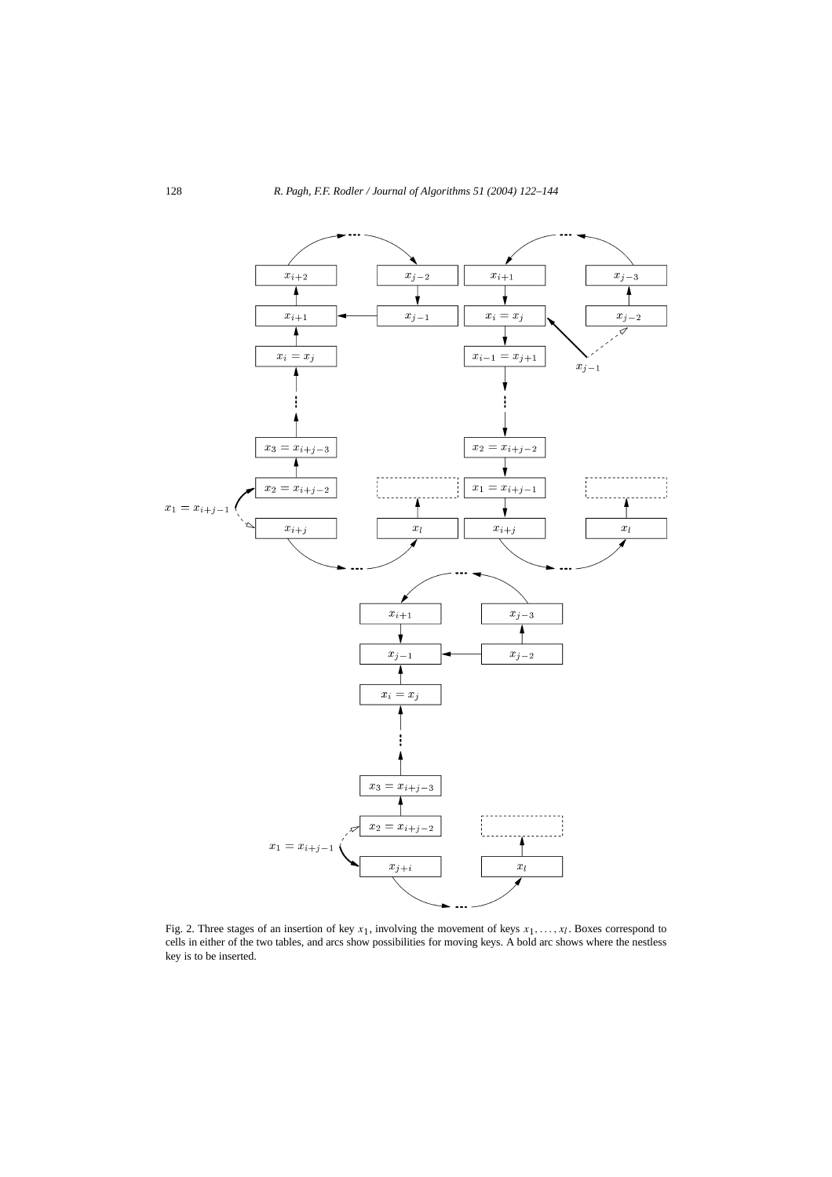Fig. 2. Three stages of an insertion of key $x_1$, involving the movement of keys $x_1, \ldots, x_l$. Boxes correspond to cells in either of the two tables, and arcs show possibilities for moving keys. A bold arc shows where the nestless key is to be inserted.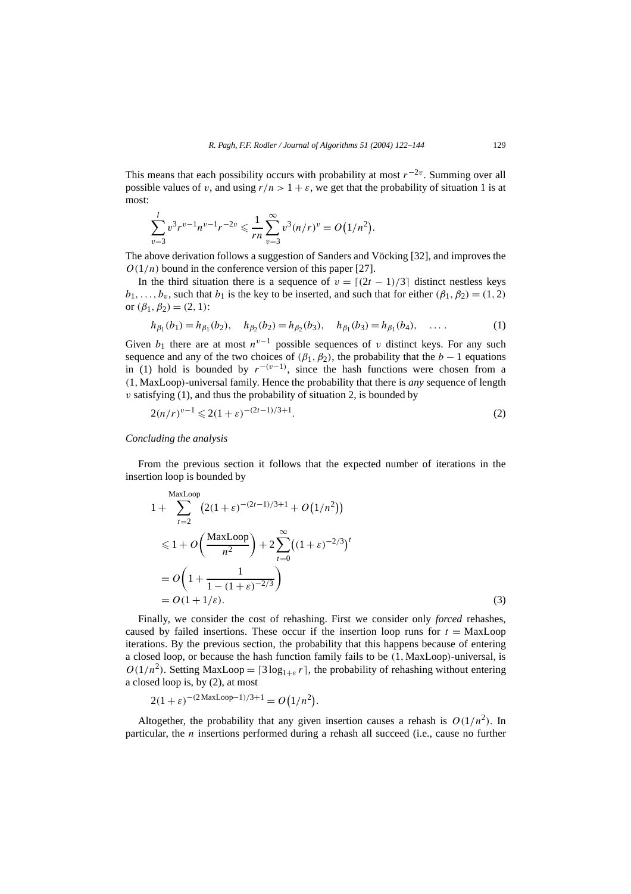This means that each possibility occurs with probability at most $r^{-2v}$. Summing over all possible values of $v$, and using $r/n > 1 + \varepsilon$, we get that the probability of situation 1 is at most:

$$\sum_{v=3}^{l} v^3 r^{v-1} n^{v-1} r^{-2v} \leqslant \frac{1}{rn} \sum_{v=3}^{\infty} v^3 (n/r)^v = O\big(1/n^2\big).$$

The above derivation follows a suggestion of Sanders and Vöcking [32], and improves the $O(1/n)$ bound in the conference version of this paper [27].

In the third situation there is a sequence of $v = \lceil (2t-1)/3 \rceil$ distinct nestless keys $b_1, \ldots, b_v$, such that $b_1$ is the key to be inserted, and such that for either $(\beta_1, \beta_2) = (1, 2)$ or $(\beta_1, \beta_2) = (2, 1)$:

$$h_{\beta_1}(b_1) = h_{\beta_1}(b_2), \quad h_{\beta_2}(b_2) = h_{\beta_2}(b_3), \quad h_{\beta_1}(b_3) = h_{\beta_1}(b_4), \quad \ldots. \tag{1}$$

Given $b_1$ there are at most $n^{v-1}$ possible sequences of $v$ distinct keys. For any such sequence and any of the two choices of $(\beta_1, \beta_2)$, the probability that the $b-1$ equations in (1) hold is bounded by $r^{-(v-1)}$, since the hash functions were chosen from a $(1, \text{MaxLoop})$-universal family. Hence the probability that there is *any* sequence of length $v$ satisfying (1), and thus the probability of situation 2, is bounded by

$$2(n/r)^{v-1} \leqslant 2(1+\varepsilon)^{-(2t-1)/3+1}. \tag{2}$$

*Concluding the analysis*

From the previous section it follows that the expected number of iterations in the insertion loop is bounded by

$$\begin{aligned}
1 &+ \sum_{t=2}^{\text{MaxLoop}} \big(2(1+\varepsilon)^{-(2t-1)/3+1} + O\big(1/n^2\big)\big) \\
&\leqslant 1 + O\left(\frac{\text{MaxLoop}}{n^2}\right) + 2\sum_{t=0}^{\infty} \big((1+\varepsilon)^{-2/3}\big)^t \\
&= O\left(1 + \frac{1}{1-(1+\varepsilon)^{-2/3}}\right) \\
&= O(1 + 1/\varepsilon).
\end{aligned} \tag{3}$$

Finally, we consider the cost of rehashing. First we consider only *forced* rehashes, caused by failed insertions. These occur if the insertion loop runs for $t = \text{MaxLoop}$ iterations. By the previous section, the probability that this happens because of entering a closed loop, or because the hash function family fails to be $(1, \text{MaxLoop})$-universal, is $O(1/n^2)$. Setting $\text{MaxLoop} = \lceil 3 \log_{1+\varepsilon} r \rceil$, the probability of rehashing without entering a closed loop is, by (2), at most

$$2(1+\varepsilon)^{-(2\,\text{MaxLoop}-1)/3+1} = O\big(1/n^2\big).$$

Altogether, the probability that any given insertion causes a rehash is $O(1/n^2)$. In particular, the $n$ insertions performed during a rehash all succeed (i.e., cause no further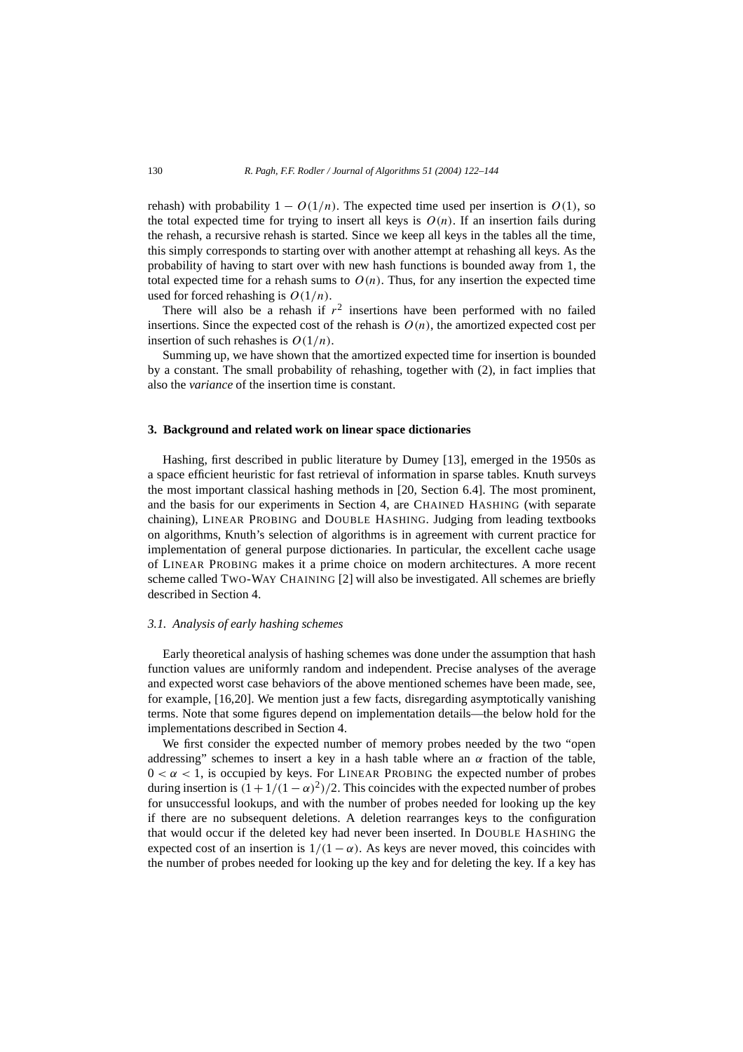rehash) with probability $1 - O(1/n)$. The expected time used per insertion is $O(1)$, so the total expected time for trying to insert all keys is $O(n)$. If an insertion fails during the rehash, a recursive rehash is started. Since we keep all keys in the tables all the time, this simply corresponds to starting over with another attempt at rehashing all keys. As the probability of having to start over with new hash functions is bounded away from 1, the total expected time for a rehash sums to $O(n)$. Thus, for any insertion the expected time used for forced rehashing is $O(1/n)$.

There will also be a rehash if $r^2$ insertions have been performed with no failed insertions. Since the expected cost of the rehash is $O(n)$, the amortized expected cost per insertion of such rehashes is $O(1/n)$.

Summing up, we have shown that the amortized expected time for insertion is bounded by a constant. The small probability of rehashing, together with (2), in fact implies that also the *variance* of the insertion time is constant.

## 3. Background and related work on linear space dictionaries

Hashing, first described in public literature by Dumey [13], emerged in the 1950s as a space efficient heuristic for fast retrieval of information in sparse tables. Knuth surveys the most important classical hashing methods in [20, Section 6.4]. The most prominent, and the basis for our experiments in Section 4, are CHAINED HASHING (with separate chaining), LINEAR PROBING and DOUBLE HASHING. Judging from leading textbooks on algorithms, Knuth's selection of algorithms is in agreement with current practice for implementation of general purpose dictionaries. In particular, the excellent cache usage of LINEAR PROBING makes it a prime choice on modern architectures. A more recent scheme called TWO-WAY CHAINING [2] will also be investigated. All schemes are briefly described in Section 4.

### 3.1. Analysis of early hashing schemes

Early theoretical analysis of hashing schemes was done under the assumption that hash function values are uniformly random and independent. Precise analyses of the average and expected worst case behaviors of the above mentioned schemes have been made, see, for example, [16,20]. We mention just a few facts, disregarding asymptotically vanishing terms. Note that some figures depend on implementation details—the below hold for the implementations described in Section 4.

We first consider the expected number of memory probes needed by the two "open addressing" schemes to insert a key in a hash table where an $\alpha$ fraction of the table, $0 < \alpha < 1$, is occupied by keys. For LINEAR PROBING the expected number of probes during insertion is $(1 + 1/(1-\alpha)^2)/2$. This coincides with the expected number of probes for unsuccessful lookups, and with the number of probes needed for looking up the key if there are no subsequent deletions. A deletion rearranges keys to the configuration that would occur if the deleted key had never been inserted. In DOUBLE HASHING the expected cost of an insertion is $1/(1-\alpha)$. As keys are never moved, this coincides with the number of probes needed for looking up the key and for deleting the key. If a key has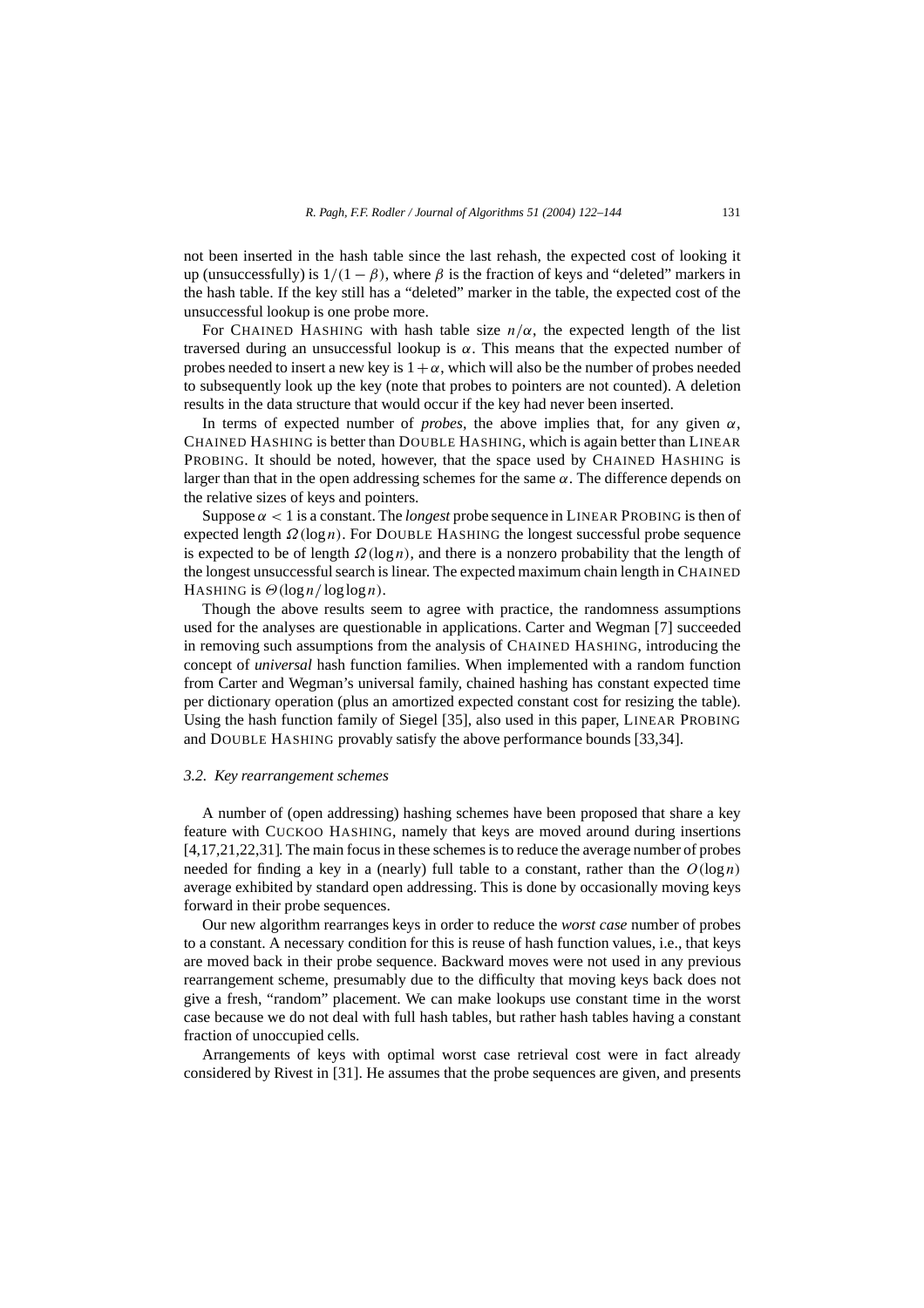not been inserted in the hash table since the last rehash, the expected cost of looking it up (unsuccessfully) is $1/(1-\beta)$, where $\beta$ is the fraction of keys and "deleted" markers in the hash table. If the key still has a "deleted" marker in the table, the expected cost of the unsuccessful lookup is one probe more.

For CHAINED HASHING with hash table size $n/\alpha$, the expected length of the list traversed during an unsuccessful lookup is $\alpha$. This means that the expected number of probes needed to insert a new key is $1+\alpha$, which will also be the number of probes needed to subsequently look up the key (note that probes to pointers are not counted). A deletion results in the data structure that would occur if the key had never been inserted.

In terms of expected number of *probes*, the above implies that, for any given $\alpha$, CHAINED HASHING is better than DOUBLE HASHING, which is again better than LINEAR PROBING. It should be noted, however, that the space used by CHAINED HASHING is larger than that in the open addressing schemes for the same $\alpha$. The difference depends on the relative sizes of keys and pointers.

Suppose $\alpha < 1$ is a constant. The *longest* probe sequence in LINEAR PROBING is then of expected length $\Omega(\log n)$. For DOUBLE HASHING the longest successful probe sequence is expected to be of length $\Omega(\log n)$, and there is a nonzero probability that the length of the longest unsuccessful search is linear. The expected maximum chain length in CHAINED HASHING is $\Theta(\log n/\log\log n)$.

Though the above results seem to agree with practice, the randomness assumptions used for the analyses are questionable in applications. Carter and Wegman [7] succeeded in removing such assumptions from the analysis of CHAINED HASHING, introducing the concept of *universal* hash function families. When implemented with a random function from Carter and Wegman's universal family, chained hashing has constant expected time per dictionary operation (plus an amortized expected constant cost for resizing the table). Using the hash function family of Siegel [35], also used in this paper, LINEAR PROBING and DOUBLE HASHING provably satisfy the above performance bounds [33,34].

### 3.2. Key rearrangement schemes

A number of (open addressing) hashing schemes have been proposed that share a key feature with CUCKOO HASHING, namely that keys are moved around during insertions [4,17,21,22,31]. The main focus in these schemes is to reduce the average number of probes needed for finding a key in a (nearly) full table to a constant, rather than the $O(\log n)$ average exhibited by standard open addressing. This is done by occasionally moving keys forward in their probe sequences.

Our new algorithm rearranges keys in order to reduce the *worst case* number of probes to a constant. A necessary condition for this is reuse of hash function values, i.e., that keys are moved back in their probe sequence. Backward moves were not used in any previous rearrangement scheme, presumably due to the difficulty that moving keys back does not give a fresh, "random" placement. We can make lookups use constant time in the worst case because we do not deal with full hash tables, but rather hash tables having a constant fraction of unoccupied cells.

Arrangements of keys with optimal worst case retrieval cost were in fact already considered by Rivest in [31]. He assumes that the probe sequences are given, and presents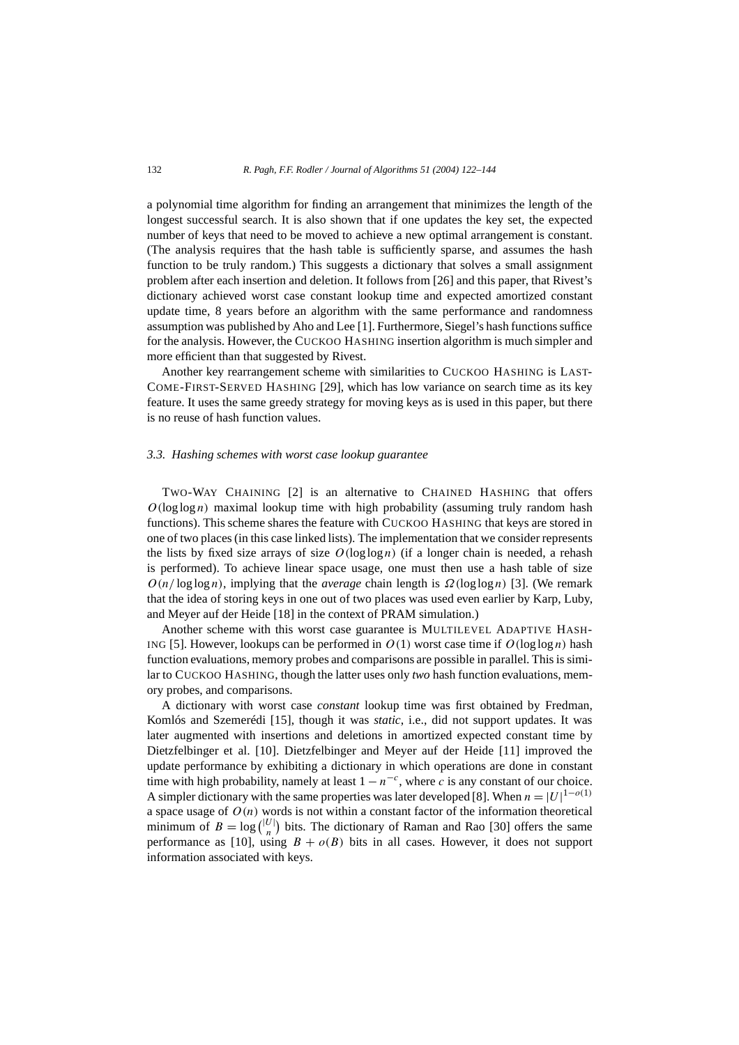a polynomial time algorithm for finding an arrangement that minimizes the length of the longest successful search. It is also shown that if one updates the key set, the expected number of keys that need to be moved to achieve a new optimal arrangement is constant. (The analysis requires that the hash table is sufficiently sparse, and assumes the hash function to be truly random.) This suggests a dictionary that solves a small assignment problem after each insertion and deletion. It follows from [26] and this paper, that Rivest's dictionary achieved worst case constant lookup time and expected amortized constant update time, 8 years before an algorithm with the same performance and randomness assumption was published by Aho and Lee [1]. Furthermore, Siegel's hash functions suffice for the analysis. However, the CUCKOO HASHING insertion algorithm is much simpler and more efficient than that suggested by Rivest.

Another key rearrangement scheme with similarities to CUCKOO HASHING is LAST-COME-FIRST-SERVED HASHING [29], which has low variance on search time as its key feature. It uses the same greedy strategy for moving keys as is used in this paper, but there is no reuse of hash function values.

### 3.3. Hashing schemes with worst case lookup guarantee

TWO-WAY CHAINING [2] is an alternative to CHAINED HASHING that offers $O(\log\log n)$ maximal lookup time with high probability (assuming truly random hash functions). This scheme shares the feature with CUCKOO HASHING that keys are stored in one of two places (in this case linked lists). The implementation that we consider represents the lists by fixed size arrays of size $O(\log\log n)$ (if a longer chain is needed, a rehash is performed). To achieve linear space usage, one must then use a hash table of size $O(n/\log\log n)$, implying that the *average* chain length is $\Omega(\log\log n)$ [3]. (We remark that the idea of storing keys in one out of two places was used even earlier by Karp, Luby, and Meyer auf der Heide [18] in the context of PRAM simulation.)

Another scheme with this worst case guarantee is MULTILEVEL ADAPTIVE HASHING [5]. However, lookups can be performed in $O(1)$ worst case time if $O(\log\log n)$ hash function evaluations, memory probes and comparisons are possible in parallel. This is similar to CUCKOO HASHING, though the latter uses only *two* hash function evaluations, memory probes, and comparisons.

A dictionary with worst case *constant* lookup time was first obtained by Fredman, Komlós and Szemerédi [15], though it was *static*, i.e., did not support updates. It was later augmented with insertions and deletions in amortized expected constant time by Dietzfelbinger et al. [10]. Dietzfelbinger and Meyer auf der Heide [11] improved the update performance by exhibiting a dictionary in which operations are done in constant time with high probability, namely at least $1 - n^{-c}$, where $c$ is any constant of our choice. A simpler dictionary with the same properties was later developed [8]. When $n = |U|^{1-o(1)}$ a space usage of $O(n)$ words is not within a constant factor of the information theoretical minimum of $B = \log\binom{|U|}{n}$ bits. The dictionary of Raman and Rao [30] offers the same performance as [10], using $B + o(B)$ bits in all cases. However, it does not support information associated with keys.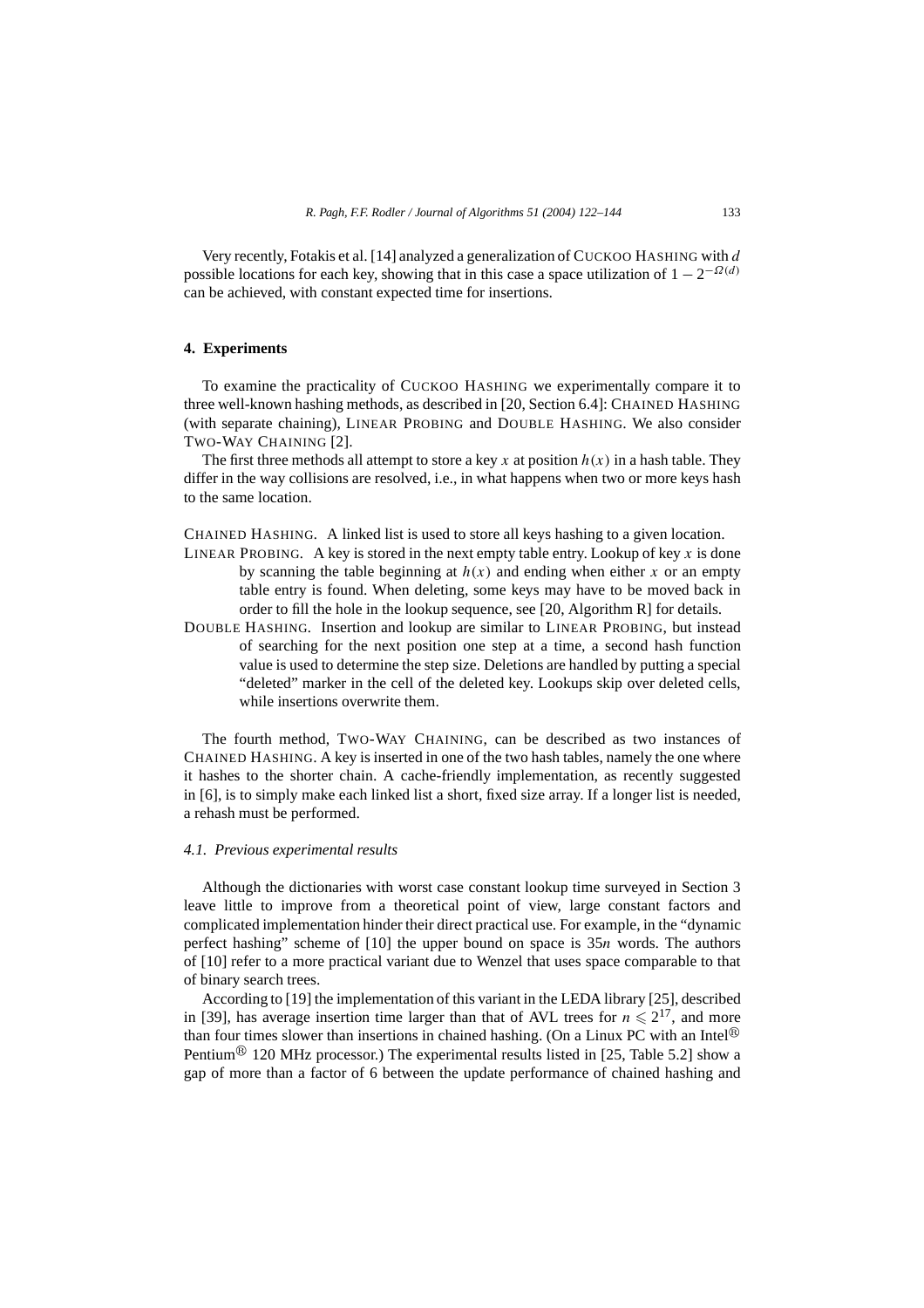Very recently, Fotakis et al. [14] analyzed a generalization of CUCKOO HASHING with $d$ possible locations for each key, showing that in this case a space utilization of $1 - 2^{-\Omega(d)}$ can be achieved, with constant expected time for insertions.

## 4. Experiments

To examine the practicality of CUCKOO HASHING we experimentally compare it to three well-known hashing methods, as described in [20, Section 6.4]: CHAINED HASHING (with separate chaining), LINEAR PROBING and DOUBLE HASHING. We also consider TWO-WAY CHAINING [2].

The first three methods all attempt to store a key $x$ at position $h(x)$ in a hash table. They differ in the way collisions are resolved, i.e., in what happens when two or more keys hash to the same location.

CHAINED HASHING. A linked list is used to store all keys hashing to a given location.

LINEAR PROBING. A key is stored in the next empty table entry. Lookup of key $x$ is done by scanning the table beginning at $h(x)$ and ending when either $x$ or an empty table entry is found. When deleting, some keys may have to be moved back in order to fill the hole in the lookup sequence, see [20, Algorithm R] for details.

DOUBLE HASHING. Insertion and lookup are similar to LINEAR PROBING, but instead of searching for the next position one step at a time, a second hash function value is used to determine the step size. Deletions are handled by putting a special "deleted" marker in the cell of the deleted key. Lookups skip over deleted cells, while insertions overwrite them.

The fourth method, TWO-WAY CHAINING, can be described as two instances of CHAINED HASHING. A key is inserted in one of the two hash tables, namely the one where it hashes to the shorter chain. A cache-friendly implementation, as recently suggested in [6], is to simply make each linked list a short, fixed size array. If a longer list is needed, a rehash must be performed.

### *4.1. Previous experimental results*

Although the dictionaries with worst case constant lookup time surveyed in Section 3 leave little to improve from a theoretical point of view, large constant factors and complicated implementation hinder their direct practical use. For example, in the "dynamic perfect hashing" scheme of [10] the upper bound on space is $35n$ words. The authors of [10] refer to a more practical variant due to Wenzel that uses space comparable to that of binary search trees.

According to [19] the implementation of this variant in the LEDA library [25], described in [39], has average insertion time larger than that of AVL trees for $n \leqslant 2^{17}$, and more than four times slower than insertions in chained hashing. (On a Linux PC with an Intel® Pentium® 120 MHz processor.) The experimental results listed in [25, Table 5.2] show a gap of more than a factor of 6 between the update performance of chained hashing and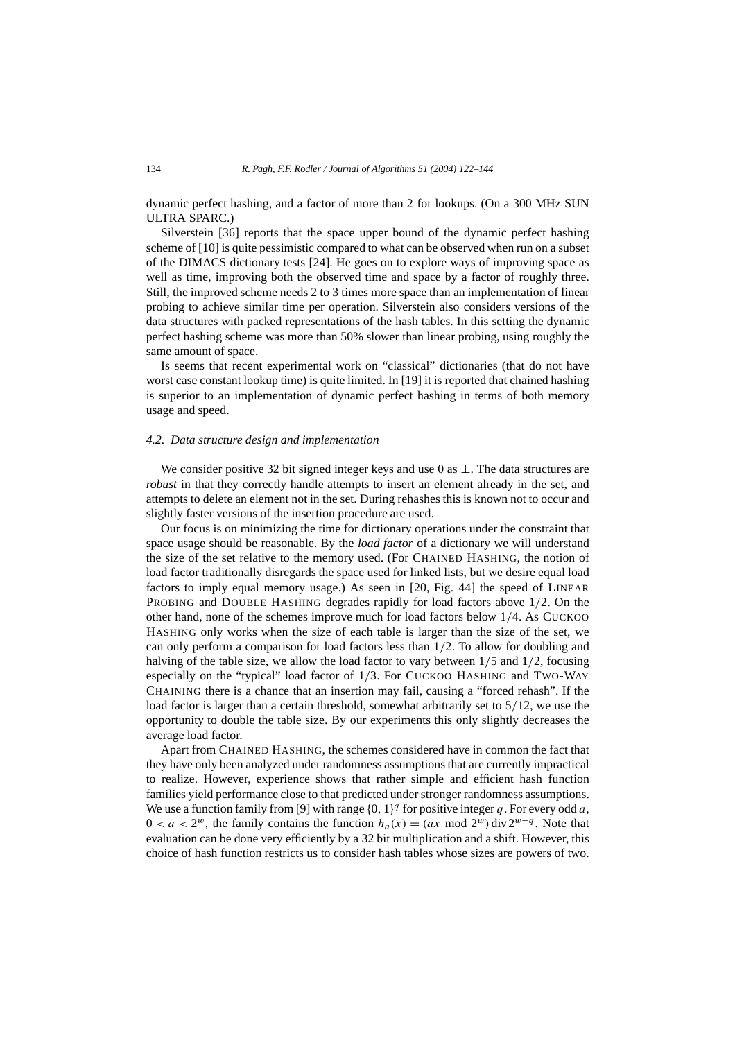dynamic perfect hashing, and a factor of more than 2 for lookups. (On a 300 MHz SUN ULTRA SPARC.)

Silverstein [36] reports that the space upper bound of the dynamic perfect hashing scheme of [10] is quite pessimistic compared to what can be observed when run on a subset of the DIMACS dictionary tests [24]. He goes on to explore ways of improving space as well as time, improving both the observed time and space by a factor of roughly three. Still, the improved scheme needs 2 to 3 times more space than an implementation of linear probing to achieve similar time per operation. Silverstein also considers versions of the data structures with packed representations of the hash tables. In this setting the dynamic perfect hashing scheme was more than 50% slower than linear probing, using roughly the same amount of space.

Is seems that recent experimental work on "classical" dictionaries (that do not have worst case constant lookup time) is quite limited. In [19] it is reported that chained hashing is superior to an implementation of dynamic perfect hashing in terms of both memory usage and speed.

### *4.2. Data structure design and implementation*

We consider positive 32 bit signed integer keys and use 0 as $\perp$. The data structures are *robust* in that they correctly handle attempts to insert an element already in the set, and attempts to delete an element not in the set. During rehashes this is known not to occur and slightly faster versions of the insertion procedure are used.

Our focus is on minimizing the time for dictionary operations under the constraint that space usage should be reasonable. By the *load factor* of a dictionary we will understand the size of the set relative to the memory used. (For CHAINED HASHING, the notion of load factor traditionally disregards the space used for linked lists, but we desire equal load factors to imply equal memory usage.) As seen in [20, Fig. 44] the speed of LINEAR PROBING and DOUBLE HASHING degrades rapidly for load factors above $1/2$. On the other hand, none of the schemes improve much for load factors below $1/4$. As CUCKOO HASHING only works when the size of each table is larger than the size of the set, we can only perform a comparison for load factors less than $1/2$. To allow for doubling and halving of the table size, we allow the load factor to vary between $1/5$ and $1/2$, focusing especially on the "typical" load factor of $1/3$. For CUCKOO HASHING and TWO-WAY CHAINING there is a chance that an insertion may fail, causing a "forced rehash". If the load factor is larger than a certain threshold, somewhat arbitrarily set to $5/12$, we use the opportunity to double the table size. By our experiments this only slightly decreases the average load factor.

Apart from CHAINED HASHING, the schemes considered have in common the fact that they have only been analyzed under randomness assumptions that are currently impractical to realize. However, experience shows that rather simple and efficient hash function families yield performance close to that predicted under stronger randomness assumptions. We use a function family from [9] with range $\{0,1\}^q$ for positive integer $q$. For every odd $a$, $0 < a < 2^w$, the family contains the function $h_a(x) = (ax \bmod 2^w) \operatorname{div} 2^{w-q}$. Note that evaluation can be done very efficiently by a 32 bit multiplication and a shift. However, this choice of hash function restricts us to consider hash tables whose sizes are powers of two.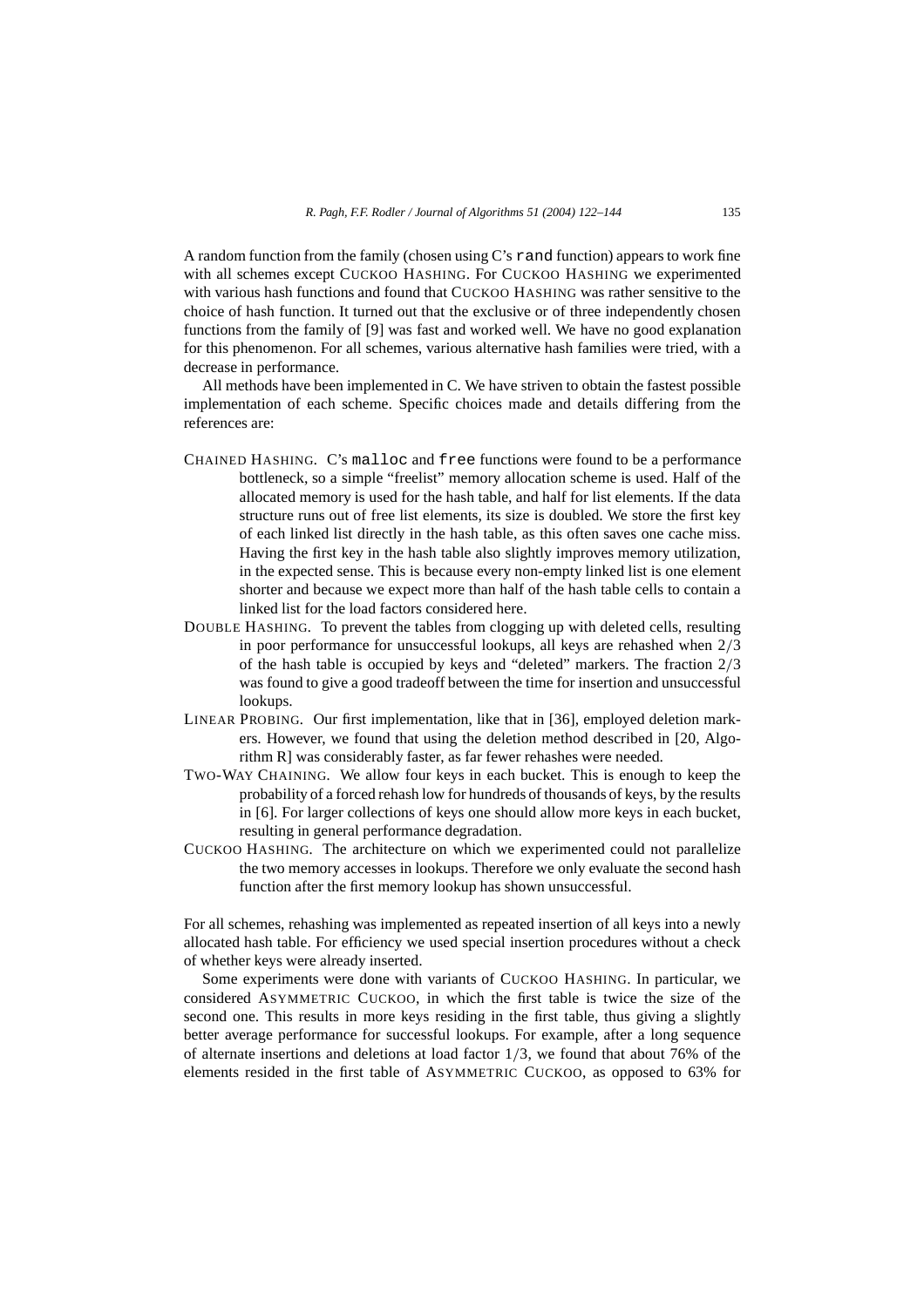A random function from the family (chosen using C's `rand` function) appears to work fine with all schemes except CUCKOO HASHING. For CUCKOO HASHING we experimented with various hash functions and found that CUCKOO HASHING was rather sensitive to the choice of hash function. It turned out that the exclusive or of three independently chosen functions from the family of [9] was fast and worked well. We have no good explanation for this phenomenon. For all schemes, various alternative hash families were tried, with a decrease in performance.

All methods have been implemented in C. We have striven to obtain the fastest possible implementation of each scheme. Specific choices made and details differing from the references are:

CHAINED HASHING. C's `malloc` and `free` functions were found to be a performance bottleneck, so a simple "freelist" memory allocation scheme is used. Half of the allocated memory is used for the hash table, and half for list elements. If the data structure runs out of free list elements, its size is doubled. We store the first key of each linked list directly in the hash table, as this often saves one cache miss. Having the first key in the hash table also slightly improves memory utilization, in the expected sense. This is because every non-empty linked list is one element shorter and because we expect more than half of the hash table cells to contain a linked list for the load factors considered here.

DOUBLE HASHING. To prevent the tables from clogging up with deleted cells, resulting in poor performance for unsuccessful lookups, all keys are rehashed when $2/3$ of the hash table is occupied by keys and "deleted" markers. The fraction $2/3$ was found to give a good tradeoff between the time for insertion and unsuccessful lookups.

LINEAR PROBING. Our first implementation, like that in [36], employed deletion markers. However, we found that using the deletion method described in [20, Algorithm R] was considerably faster, as far fewer rehashes were needed.

TWO-WAY CHAINING. We allow four keys in each bucket. This is enough to keep the probability of a forced rehash low for hundreds of thousands of keys, by the results in [6]. For larger collections of keys one should allow more keys in each bucket, resulting in general performance degradation.

CUCKOO HASHING. The architecture on which we experimented could not parallelize the two memory accesses in lookups. Therefore we only evaluate the second hash function after the first memory lookup has shown unsuccessful.

For all schemes, rehashing was implemented as repeated insertion of all keys into a newly allocated hash table. For efficiency we used special insertion procedures without a check of whether keys were already inserted.

Some experiments were done with variants of CUCKOO HASHING. In particular, we considered ASYMMETRIC CUCKOO, in which the first table is twice the size of the second one. This results in more keys residing in the first table, thus giving a slightly better average performance for successful lookups. For example, after a long sequence of alternate insertions and deletions at load factor $1/3$, we found that about 76% of the elements resided in the first table of ASYMMETRIC CUCKOO, as opposed to 63% for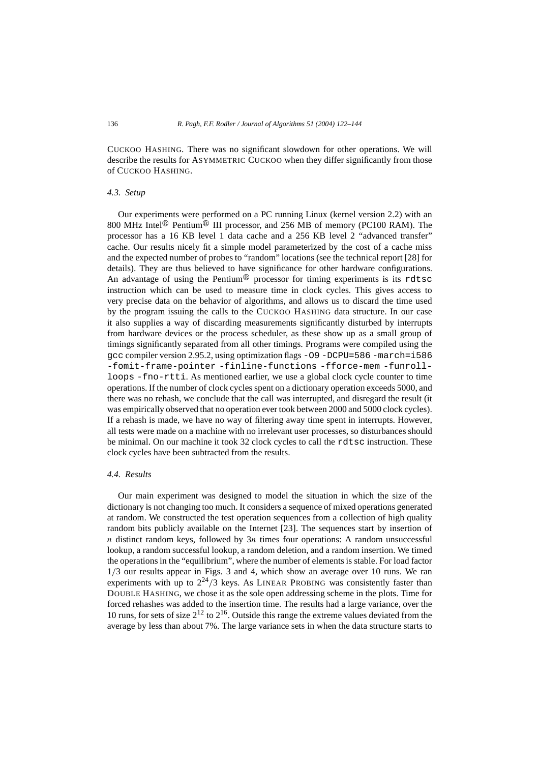CUCKOO HASHING. There was no significant slowdown for other operations. We will describe the results for ASYMMETRIC CUCKOO when they differ significantly from those of CUCKOO HASHING.

### *4.3. Setup*

Our experiments were performed on a PC running Linux (kernel version 2.2) with an 800 MHz Intel® Pentium® III processor, and 256 MB of memory (PC100 RAM). The processor has a 16 KB level 1 data cache and a 256 KB level 2 "advanced transfer" cache. Our results nicely fit a simple model parameterized by the cost of a cache miss and the expected number of probes to "random" locations (see the technical report [28] for details). They are thus believed to have significance for other hardware configurations. An advantage of using the Pentium® processor for timing experiments is its `rdtsc` instruction which can be used to measure time in clock cycles. This gives access to very precise data on the behavior of algorithms, and allows us to discard the time used by the program issuing the calls to the CUCKOO HASHING data structure. In our case it also supplies a way of discarding measurements significantly disturbed by interrupts from hardware devices or the process scheduler, as these show up as a small group of timings significantly separated from all other timings. Programs were compiled using the `gcc` compiler version 2.95.2, using optimization flags `-O9 -DCPU=586 -march=i586 -fomit-frame-pointer -finline-functions -fforce-mem -funroll-loops -fno-rtti`. As mentioned earlier, we use a global clock cycle counter to time operations. If the number of clock cycles spent on a dictionary operation exceeds 5000, and there was no rehash, we conclude that the call was interrupted, and disregard the result (it was empirically observed that no operation ever took between 2000 and 5000 clock cycles). If a rehash is made, we have no way of filtering away time spent in interrupts. However, all tests were made on a machine with no irrelevant user processes, so disturbances should be minimal. On our machine it took 32 clock cycles to call the `rdtsc` instruction. These clock cycles have been subtracted from the results.

### *4.4. Results*

Our main experiment was designed to model the situation in which the size of the dictionary is not changing too much. It considers a sequence of mixed operations generated at random. We constructed the test operation sequences from a collection of high quality random bits publicly available on the Internet [23]. The sequences start by insertion of $n$ distinct random keys, followed by $3n$ times four operations: A random unsuccessful lookup, a random successful lookup, a random deletion, and a random insertion. We timed the operations in the "equilibrium", where the number of elements is stable. For load factor $1/3$ our results appear in Figs. 3 and 4, which show an average over 10 runs. We ran experiments with up to $2^{24}/3$ keys. As LINEAR PROBING was consistently faster than DOUBLE HASHING, we chose it as the sole open addressing scheme in the plots. Time for forced rehashes was added to the insertion time. The results had a large variance, over the 10 runs, for sets of size $2^{12}$ to $2^{16}$. Outside this range the extreme values deviated from the average by less than about 7%. The large variance sets in when the data structure starts to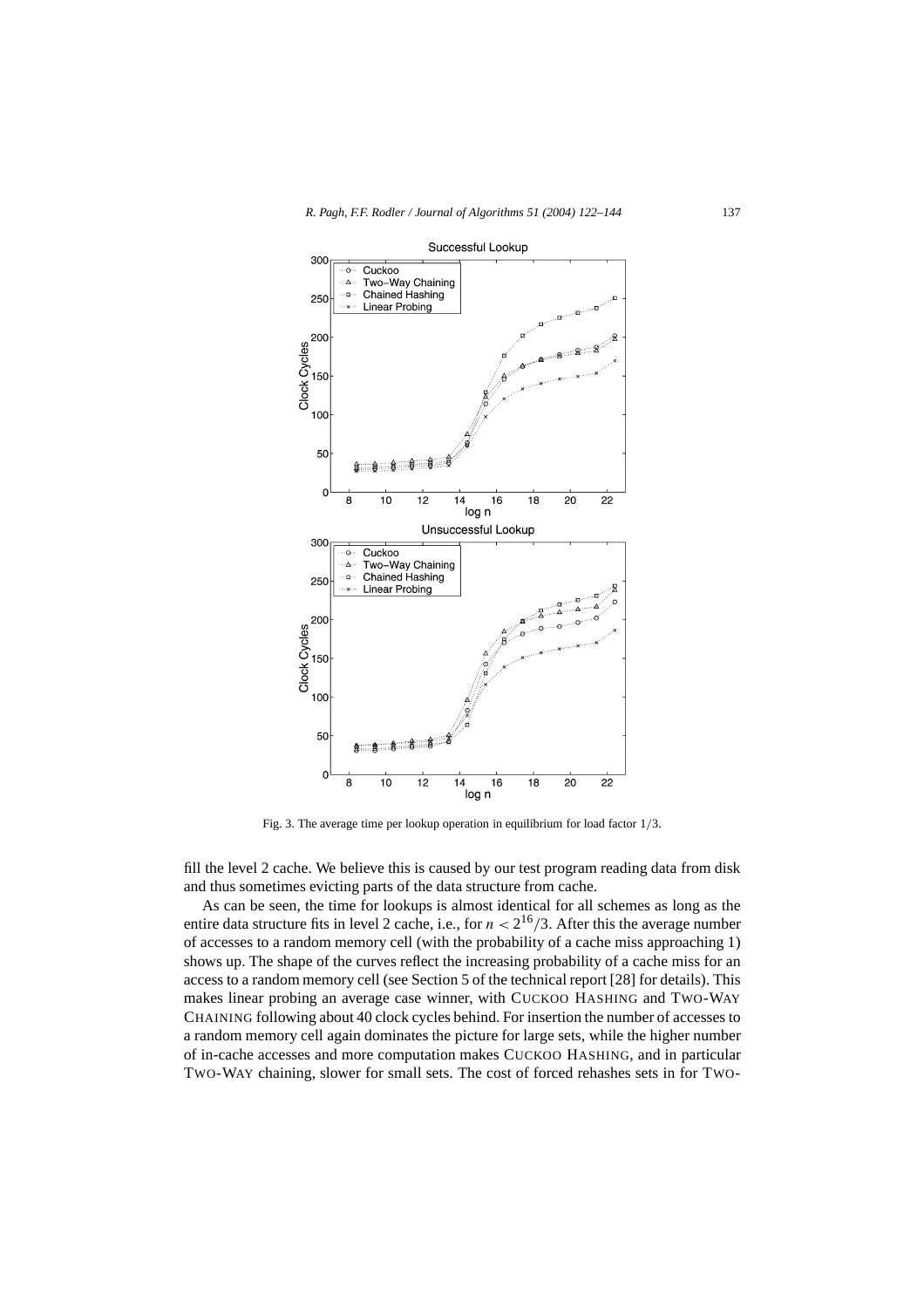Fig. 3. The average time per lookup operation in equilibrium for load factor $1/3$.

fill the level 2 cache. We believe this is caused by our test program reading data from disk and thus sometimes evicting parts of the data structure from cache.

As can be seen, the time for lookups is almost identical for all schemes as long as the entire data structure fits in level 2 cache, i.e., for $n < 2^{16}/3$. After this the average number of accesses to a random memory cell (with the probability of a cache miss approaching 1) shows up. The shape of the curves reflect the increasing probability of a cache miss for an access to a random memory cell (see Section 5 of the technical report [28] for details). This makes linear probing an average case winner, with CUCKOO HASHING and TWO-WAY CHAINING following about 40 clock cycles behind. For insertion the number of accesses to a random memory cell again dominates the picture for large sets, while the higher number of in-cache accesses and more computation makes CUCKOO HASHING, and in particular TWO-WAY chaining, slower for small sets. The cost of forced rehashes sets in for TWO-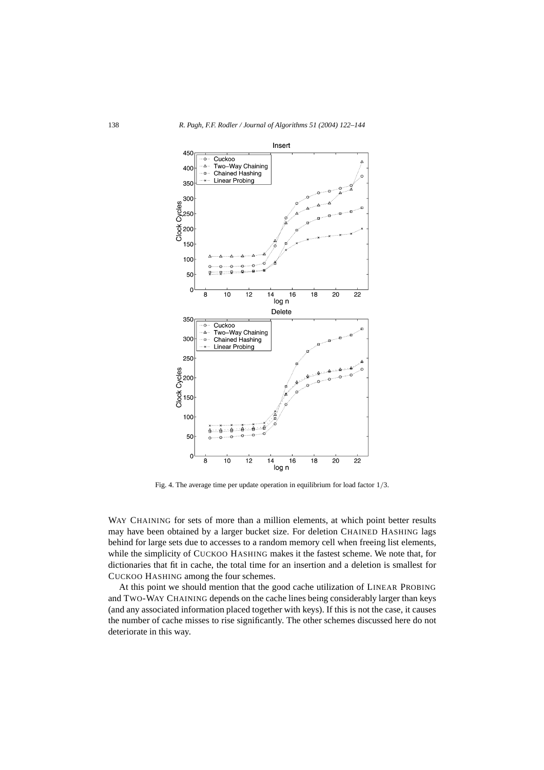Fig. 4. The average time per update operation in equilibrium for load factor $1/3$.

WAY CHAINING for sets of more than a million elements, at which point better results may have been obtained by a larger bucket size. For deletion CHAINED HASHING lags behind for large sets due to accesses to a random memory cell when freeing list elements, while the simplicity of CUCKOO HASHING makes it the fastest scheme. We note that, for dictionaries that fit in cache, the total time for an insertion and a deletion is smallest for CUCKOO HASHING among the four schemes.

At this point we should mention that the good cache utilization of LINEAR PROBING and TWO-WAY CHAINING depends on the cache lines being considerably larger than keys (and any associated information placed together with keys). If this is not the case, it causes the number of cache misses to rise significantly. The other schemes discussed here do not deteriorate in this way.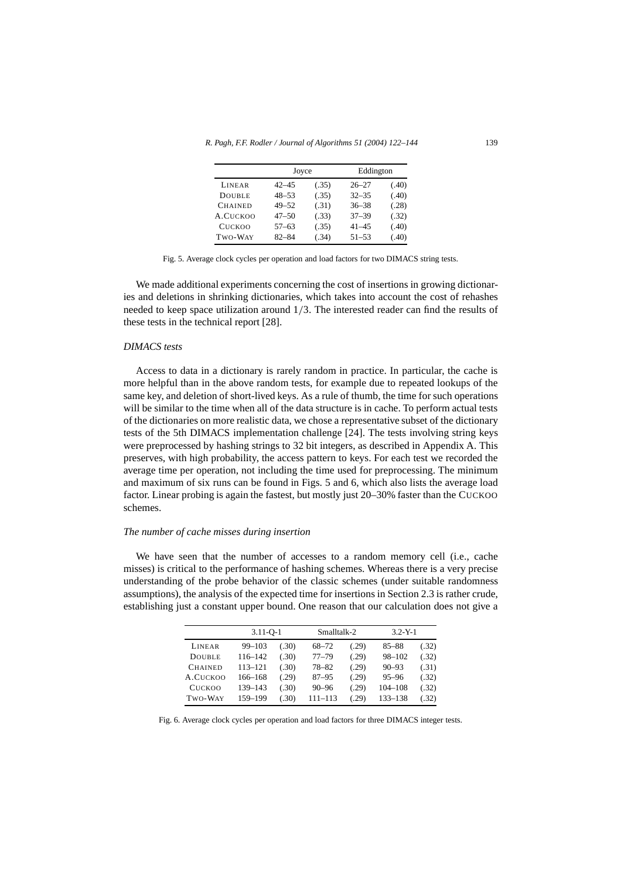| | Joyce | | Eddington | |
|---|---|---|---|---|
| Linear | 42–45 | (.35) | 26–27 | (.40) |
| Double | 48–53 | (.35) | 32–35 | (.40) |
| Chained | 49–52 | (.31) | 36–38 | (.28) |
| A.Cuckoo | 47–50 | (.33) | 37–39 | (.32) |
| Cuckoo | 57–63 | (.35) | 41–45 | (.40) |
| Two-Way | 82–84 | (.34) | 51–53 | (.40) |

Fig. 5. Average clock cycles per operation and load factors for two DIMACS string tests.

We made additional experiments concerning the cost of insertions in growing dictionaries and deletions in shrinking dictionaries, which takes into account the cost of rehashes needed to keep space utilization around $1/3$. The interested reader can find the results of these tests in the technical report [28].

*DIMACS tests*

Access to data in a dictionary is rarely random in practice. In particular, the cache is more helpful than in the above random tests, for example due to repeated lookups of the same key, and deletion of short-lived keys. As a rule of thumb, the time for such operations will be similar to the time when all of the data structure is in cache. To perform actual tests of the dictionaries on more realistic data, we chose a representative subset of the dictionary tests of the 5th DIMACS implementation challenge [24]. The tests involving string keys were preprocessed by hashing strings to 32 bit integers, as described in Appendix A. This preserves, with high probability, the access pattern to keys. For each test we recorded the average time per operation, not including the time used for preprocessing. The minimum and maximum of six runs can be found in Figs. 5 and 6, which also lists the average load factor. Linear probing is again the fastest, but mostly just 20–30% faster than the Cuckoo schemes.

*The number of cache misses during insertion*

We have seen that the number of accesses to a random memory cell (i.e., cache misses) is critical to the performance of hashing schemes. Whereas there is a very precise understanding of the probe behavior of the classic schemes (under suitable randomness assumptions), the analysis of the expected time for insertions in Section 2.3 is rather crude, establishing just a constant upper bound. One reason that our calculation does not give a

| | 3.11-Q-1 | | Smalltalk-2 | | 3.2-Y-1 | |
|---|---|---|---|---|---|---|
| Linear | 99–103 | (.30) | 68–72 | (.29) | 85–88 | (.32) |
| Double | 116–142 | (.30) | 77–79 | (.29) | 98–102 | (.32) |
| Chained | 113–121 | (.30) | 78–82 | (.29) | 90–93 | (.31) |
| A.Cuckoo | 166–168 | (.29) | 87–95 | (.29) | 95–96 | (.32) |
| Cuckoo | 139–143 | (.30) | 90–96 | (.29) | 104–108 | (.32) |
| Two-Way | 159–199 | (.30) | 111–113 | (.29) | 133–138 | (.32) |

Fig. 6. Average clock cycles per operation and load factors for three DIMACS integer tests.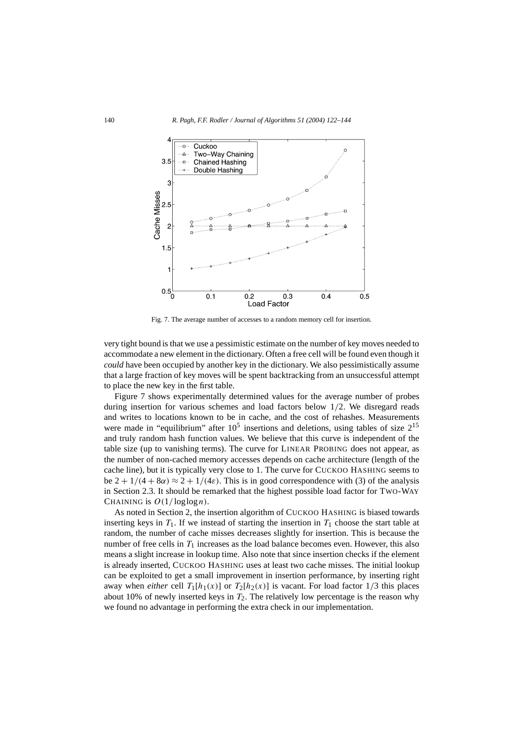Fig. 7. The average number of accesses to a random memory cell for insertion.

very tight bound is that we use a pessimistic estimate on the number of key moves needed to accommodate a new element in the dictionary. Often a free cell will be found even though it *could* have been occupied by another key in the dictionary. We also pessimistically assume that a large fraction of key moves will be spent backtracking from an unsuccessful attempt to place the new key in the first table.

Figure 7 shows experimentally determined values for the average number of probes during insertion for various schemes and load factors below $1/2$. We disregard reads and writes to locations known to be in cache, and the cost of rehashes. Measurements were made in "equilibrium" after $10^5$ insertions and deletions, using tables of size $2^{15}$ and truly random hash function values. We believe that this curve is independent of the table size (up to vanishing terms). The curve for LINEAR PROBING does not appear, as the number of non-cached memory accesses depends on cache architecture (length of the cache line), but it is typically very close to 1. The curve for CUCKOO HASHING seems to be $2 + 1/(4 + 8\alpha) \approx 2 + 1/(4\varepsilon)$. This is in good correspondence with (3) of the analysis in Section 2.3. It should be remarked that the highest possible load factor for TWO-WAY CHAINING is $O(1/\log\log n)$.

As noted in Section 2, the insertion algorithm of CUCKOO HASHING is biased towards inserting keys in $T_1$. If we instead of starting the insertion in $T_1$ choose the start table at random, the number of cache misses decreases slightly for insertion. This is because the number of free cells in $T_1$ increases as the load balance becomes even. However, this also means a slight increase in lookup time. Also note that since insertion checks if the element is already inserted, CUCKOO HASHING uses at least two cache misses. The initial lookup can be exploited to get a small improvement in insertion performance, by inserting right away when *either* cell $T_1[h_1(x)]$ or $T_2[h_2(x)]$ is vacant. For load factor $1/3$ this places about 10% of newly inserted keys in $T_2$. The relatively low percentage is the reason why we found no advantage in performing the extra check in our implementation.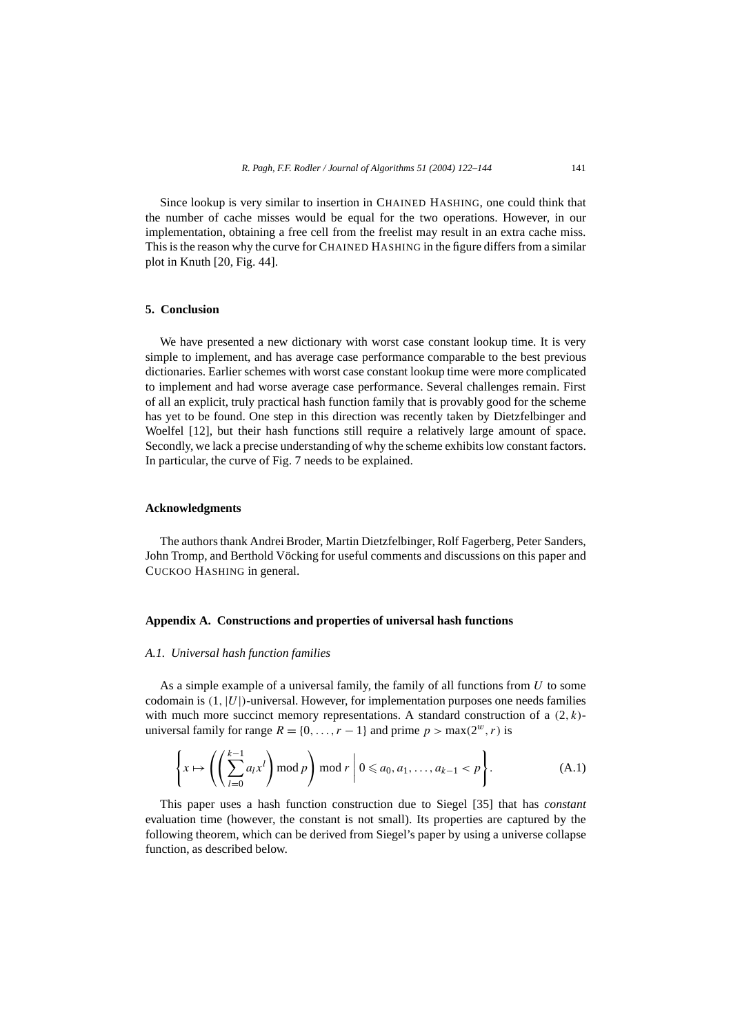Since lookup is very similar to insertion in CHAINED HASHING, one could think that the number of cache misses would be equal for the two operations. However, in our implementation, obtaining a free cell from the freelist may result in an extra cache miss. This is the reason why the curve for CHAINED HASHING in the figure differs from a similar plot in Knuth [20, Fig. 44].

## 5. Conclusion

We have presented a new dictionary with worst case constant lookup time. It is very simple to implement, and has average case performance comparable to the best previous dictionaries. Earlier schemes with worst case constant lookup time were more complicated to implement and had worse average case performance. Several challenges remain. First of all an explicit, truly practical hash function family that is provably good for the scheme has yet to be found. One step in this direction was recently taken by Dietzfelbinger and Woelfel [12], but their hash functions still require a relatively large amount of space. Secondly, we lack a precise understanding of why the scheme exhibits low constant factors. In particular, the curve of Fig. 7 needs to be explained.

## Acknowledgments

The authors thank Andrei Broder, Martin Dietzfelbinger, Rolf Fagerberg, Peter Sanders, John Tromp, and Berthold Vöcking for useful comments and discussions on this paper and CUCKOO HASHING in general.

## Appendix A. Constructions and properties of universal hash functions

### *A.1. Universal hash function families*

As a simple example of a universal family, the family of all functions from $U$ to some codomain is $(1, |U|)$-universal. However, for implementation purposes one needs families with much more succinct memory representations. A standard construction of a $(2, k)$-universal family for range $R = \{0, \ldots, r-1\}$ and prime $p > \max(2^w, r)$ is

$$\left\{ x \mapsto \left( \left( \sum_{l=0}^{k-1} a_l x^l \right) \bmod p \right) \bmod r \;\middle|\; 0 \leqslant a_0, a_1, \ldots, a_{k-1} < p \right\}. \tag{A.1}$$

This paper uses a hash function construction due to Siegel [35] that has *constant* evaluation time (however, the constant is not small). Its properties are captured by the following theorem, which can be derived from Siegel's paper by using a universe collapse function, as described below.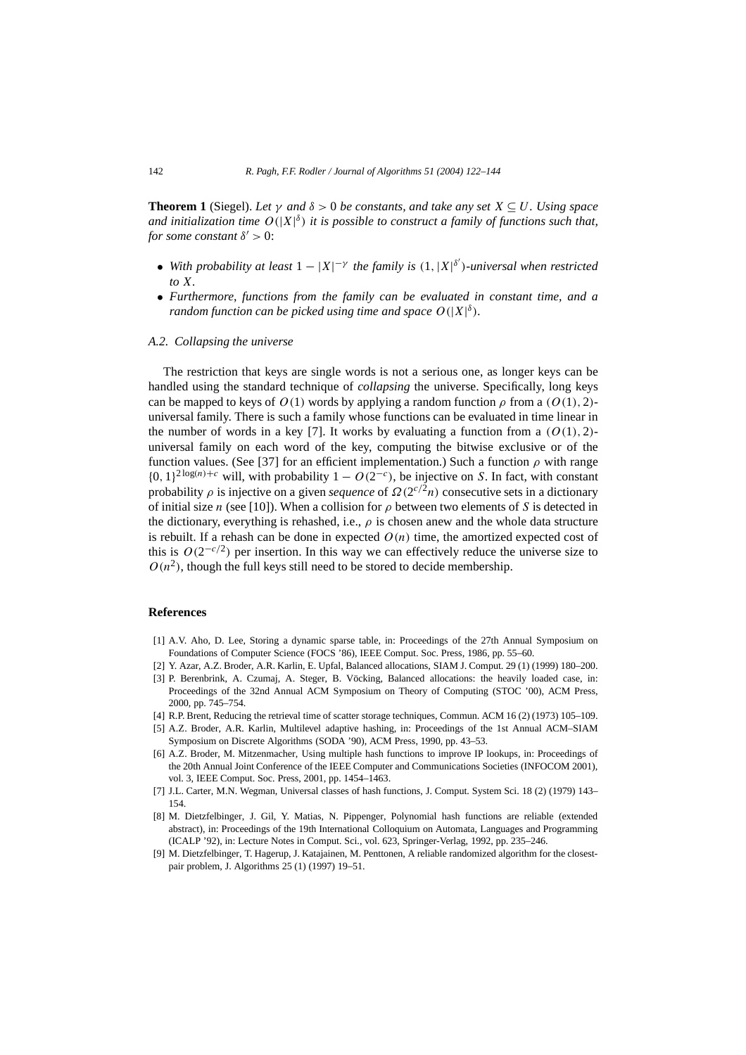**Theorem 1** (Siegel). *Let $\gamma$ and $\delta > 0$ be constants, and take any set $X \subseteq U$. Using space and initialization time $O(|X|^\delta)$ it is possible to construct a family of functions such that, for some constant $\delta' > 0$:*

- *With probability at least $1 - |X|^{-\gamma}$ the family is $(1, |X|^{\delta'})$-universal when restricted to $X$.*
- *Furthermore, functions from the family can be evaluated in constant time, and a random function can be picked using time and space $O(|X|^\delta)$.*

### *A.2. Collapsing the universe*

The restriction that keys are single words is not a serious one, as longer keys can be handled using the standard technique of *collapsing* the universe. Specifically, long keys can be mapped to keys of $O(1)$ words by applying a random function $\rho$ from a $(O(1), 2)$-universal family. There is such a family whose functions can be evaluated in time linear in the number of words in a key [7]. It works by evaluating a function from a $(O(1), 2)$-universal family on each word of the key, computing the bitwise exclusive or of the function values. (See [37] for an efficient implementation.) Such a function $\rho$ with range $\{0, 1\}^{2\log(n)+c}$ will, with probability $1 - O(2^{-c})$, be injective on $S$. In fact, with constant probability $\rho$ is injective on a given *sequence* of $\Omega(2^{c/2}n)$ consecutive sets in a dictionary of initial size $n$ (see [10]). When a collision for $\rho$ between two elements of $S$ is detected in the dictionary, everything is rehashed, i.e., $\rho$ is chosen anew and the whole data structure is rebuilt. If a rehash can be done in expected $O(n)$ time, the amortized expected cost of this is $O(2^{-c/2})$ per insertion. In this way we can effectively reduce the universe size to $O(n^2)$, though the full keys still need to be stored to decide membership.

## References

[1] A.V. Aho, D. Lee, Storing a dynamic sparse table, in: Proceedings of the 27th Annual Symposium on Foundations of Computer Science (FOCS '86), IEEE Comput. Soc. Press, 1986, pp. 55–60.

[2] Y. Azar, A.Z. Broder, A.R. Karlin, E. Upfal, Balanced allocations, SIAM J. Comput. 29 (1) (1999) 180–200.

[3] P. Berenbrink, A. Czumaj, A. Steger, B. Vöcking, Balanced allocations: the heavily loaded case, in: Proceedings of the 32nd Annual ACM Symposium on Theory of Computing (STOC '00), ACM Press, 2000, pp. 745–754.

[4] R.P. Brent, Reducing the retrieval time of scatter storage techniques, Commun. ACM 16 (2) (1973) 105–109.

[5] A.Z. Broder, A.R. Karlin, Multilevel adaptive hashing, in: Proceedings of the 1st Annual ACM–SIAM Symposium on Discrete Algorithms (SODA '90), ACM Press, 1990, pp. 43–53.

[6] A.Z. Broder, M. Mitzenmacher, Using multiple hash functions to improve IP lookups, in: Proceedings of the 20th Annual Joint Conference of the IEEE Computer and Computations Societies (INFOCOM 2001), vol. 3, IEEE Comput. Soc. Press, 2001, pp. 1454–1463.

[7] J.L. Carter, M.N. Wegman, Universal classes of hash functions, J. Comput. System Sci. 18 (2) (1979) 143–154.

[8] M. Dietzfelbinger, J. Gil, Y. Matias, N. Pippenger, Polynomial hash functions are reliable (extended abstract), in: Proceedings of the 19th International Colloquium on Automata, Languages and Programming (ICALP '92), in: Lecture Notes in Comput. Sci., vol. 623, Springer-Verlag, 1992, pp. 235–246.

[9] M. Dietzfelbinger, T. Hagerup, J. Katajainen, M. Penttonen, A reliable randomized algorithm for the closest-pair problem, J. Algorithms 25 (1) (1997) 19–51.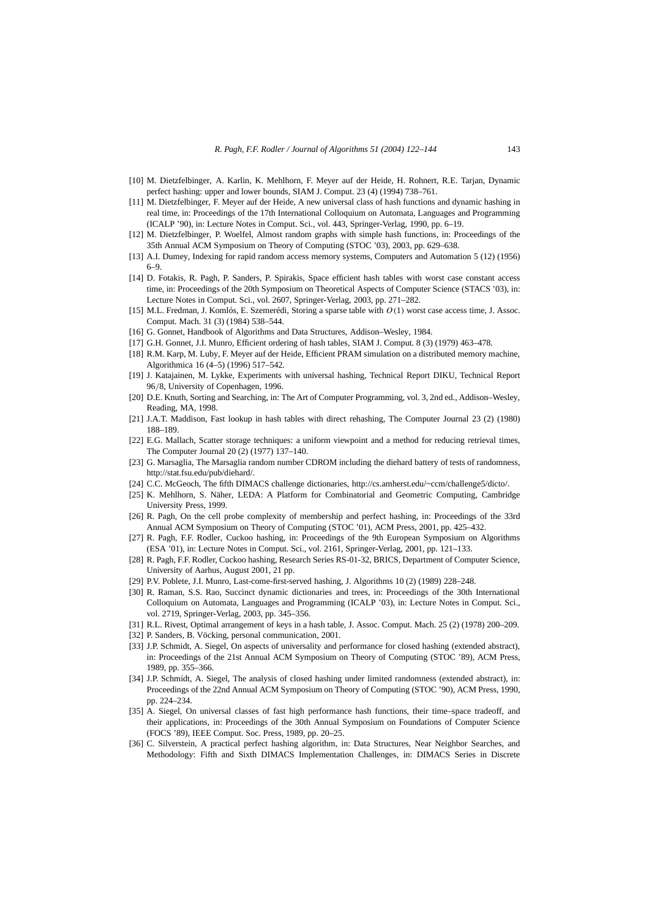[10] M. Dietzfelbinger, A. Karlin, K. Mehlhorn, F. Meyer auf der Heide, H. Rohnert, R.E. Tarjan, Dynamic perfect hashing: upper and lower bounds, SIAM J. Comput. 23 (4) (1994) 738–761.

[11] M. Dietzfelbinger, F. Meyer auf der Heide, A new universal class of hash functions and dynamic hashing in real time, in: Proceedings of the 17th International Colloquium on Automata, Languages and Programming (ICALP '90), in: Lecture Notes in Comput. Sci., vol. 443, Springer-Verlag, 1990, pp. 6–19.

[12] M. Dietzfelbinger, P. Woelfel, Almost random graphs with simple hash functions, in: Proceedings of the 35th Annual ACM Symposium on Theory of Computing (STOC '03), 2003, pp. 629–638.

[13] A.I. Dumey, Indexing for rapid random access memory systems, Computers and Automation 5 (12) (1956) 6–9.

[14] D. Fotakis, R. Pagh, P. Sanders, P. Spirakis, Space efficient hash tables with worst case constant access time, in: Proceedings of the 20th Symposium on Theoretical Aspects of Computer Science (STACS '03), in: Lecture Notes in Comput. Sci., vol. 2607, Springer-Verlag, 2003, pp. 271–282.

[15] M.L. Fredman, J. Komlós, E. Szemerédi, Storing a sparse table with $O(1)$ worst case access time, J. Assoc. Comput. Mach. 31 (3) (1984) 538–544.

[16] G. Gonnet, Handbook of Algorithms and Data Structures, Addison–Wesley, 1984.

[17] G.H. Gonnet, J.I. Munro, Efficient ordering of hash tables, SIAM J. Comput. 8 (3) (1979) 463–478.

[18] R.M. Karp, M. Luby, F. Meyer auf der Heide, Efficient PRAM simulation on a distributed memory machine, Algorithmica 16 (4–5) (1996) 517–542.

[19] J. Katajainen, M. Lykke, Experiments with universal hashing, Technical Report DIKU, Technical Report 96/8, University of Copenhagen, 1996.

[20] D.E. Knuth, Sorting and Searching, in: The Art of Computer Programming, vol. 3, 2nd ed., Addison–Wesley, Reading, MA, 1998.

[21] J.A.T. Maddison, Fast lookup in hash tables with direct rehashing, The Computer Journal 23 (2) (1980) 188–189.

[22] E.G. Mallach, Scatter storage techniques: a uniform viewpoint and a method for reducing retrieval times, The Computer Journal 20 (2) (1977) 137–140.

[23] G. Marsaglia, The Marsaglia random number CDROM including the diehard battery of tests of randomness, http://stat.fsu.edu/pub/diehard/.

[24] C.C. McGeoch, The fifth DIMACS challenge dictionaries, http://cs.amherst.edu/~ccm/challenge5/dicto/.

[25] K. Mehlhorn, S. Näher, LEDA: A Platform for Combinatorial and Geometric Computing, Cambridge University Press, 1999.

[26] R. Pagh, On the cell probe complexity of membership and perfect hashing, in: Proceedings of the 33rd Annual ACM Symposium on Theory of Computing (STOC '01), ACM Press, 2001, pp. 425–432.

[27] R. Pagh, F.F. Rodler, Cuckoo hashing, in: Proceedings of the 9th European Symposium on Algorithms (ESA '01), in: Lecture Notes in Comput. Sci., vol. 2161, Springer-Verlag, 2001, pp. 121–133.

[28] R. Pagh, F.F. Rodler, Cuckoo hashing, Research Series RS-01-32, BRICS, Department of Computer Science, University of Aarhus, August 2001, 21 pp.

[29] P.V. Poblete, J.I. Munro, Last-come-first-served hashing, J. Algorithms 10 (2) (1989) 228–248.

[30] R. Raman, S.S. Rao, Succinct dynamic dictionaries and trees, in: Proceedings of the 30th International Colloquium on Automata, Languages and Programming (ICALP '03), in: Lecture Notes in Comput. Sci., vol. 2719, Springer-Verlag, 2003, pp. 345–356.

[31] R.L. Rivest, Optimal arrangement of keys in a hash table, J. Assoc. Comput. Mach. 25 (2) (1978) 200–209.

[32] P. Sanders, B. Vöcking, personal communication, 2001.

[33] J.P. Schmidt, A. Siegel, On aspects of universality and performance for closed hashing (extended abstract), in: Proceedings of the 21st Annual ACM Symposium on Theory of Computing (STOC '89), ACM Press, 1989, pp. 355–366.

[34] J.P. Schmidt, A. Siegel, The analysis of closed hashing under limited randomness (extended abstract), in: Proceedings of the 22nd Annual ACM Symposium on Theory of Computing (STOC '90), ACM Press, 1990, pp. 224–234.

[35] A. Siegel, On universal classes of fast high performance hash functions, their time–space tradeoff, and their applications, in: Proceedings of the 30th Annual Symposium on Foundations of Computer Science (FOCS '89), IEEE Comput. Soc. Press, 1989, pp. 20–25.

[36] C. Silverstein, A practical perfect hashing algorithm, in: Data Structures, Near Neighbor Searches, and Methodology: Fifth and Sixth DIMACS Implementation Challenges, in: DIMACS Series in Discrete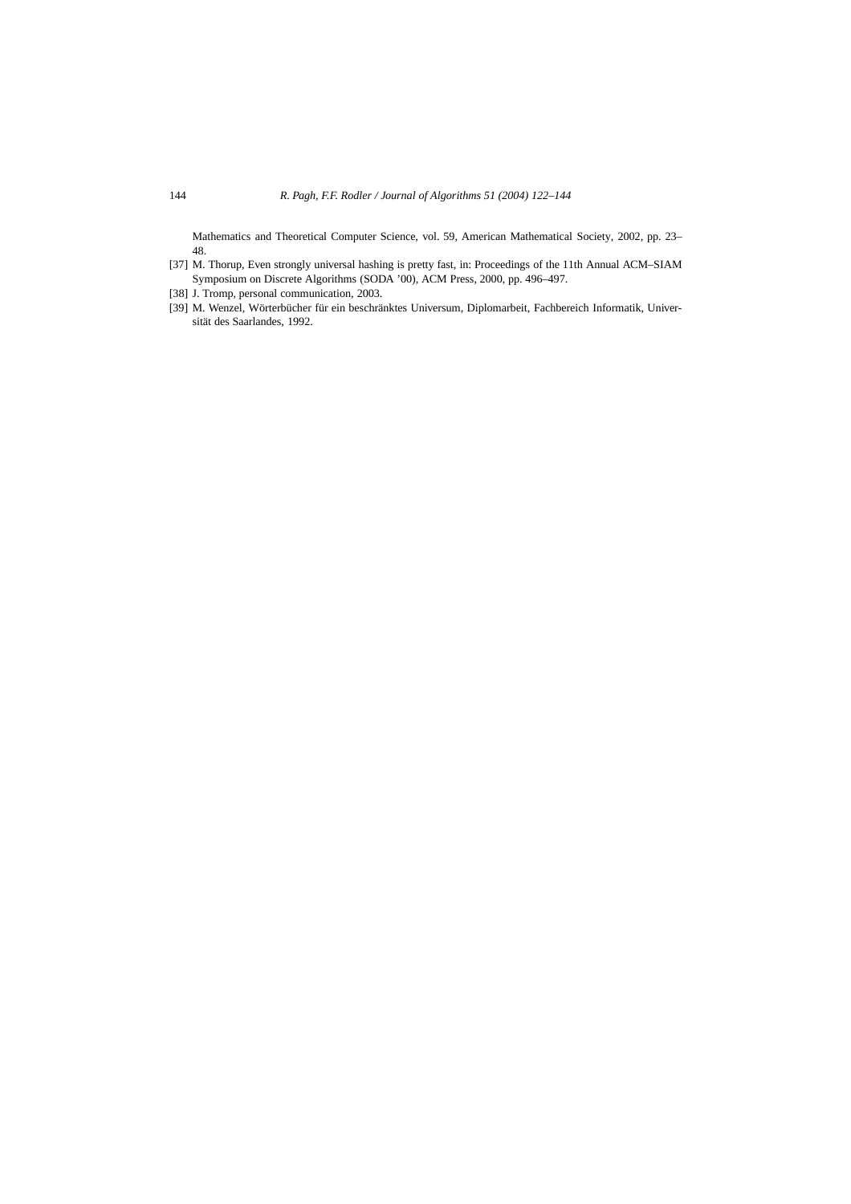Mathematics and Theoretical Computer Science, vol. 59, American Mathematical Society, 2002, pp. 23–48.

[37] M. Thorup, Even strongly universal hashing is pretty fast, in: Proceedings of the 11th Annual ACM–SIAM Symposium on Discrete Algorithms (SODA '00), ACM Press, 2000, pp. 496–497.

[38] J. Tromp, personal communication, 2003.

[39] M. Wenzel, Wörterbücher für ein beschränktes Universum, Diplomarbeit, Fachbereich Informatik, Universität des Saarlandes, 1992.